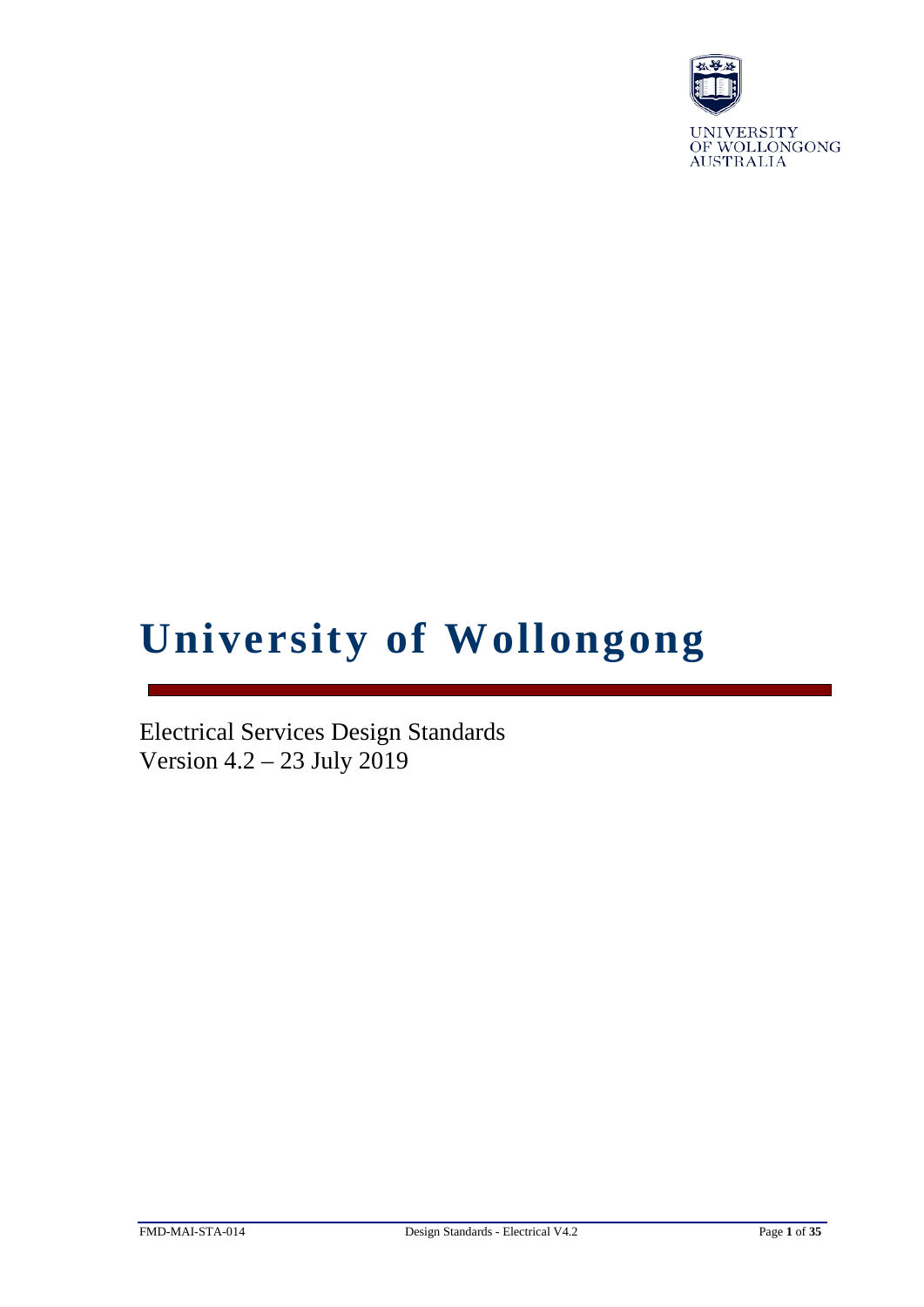UNIVERSITY OF WOLLONGONG AUSTRALIA

# University of Wollongong

Electrical Services Design Standards
Version 4.2 – 23 July 2019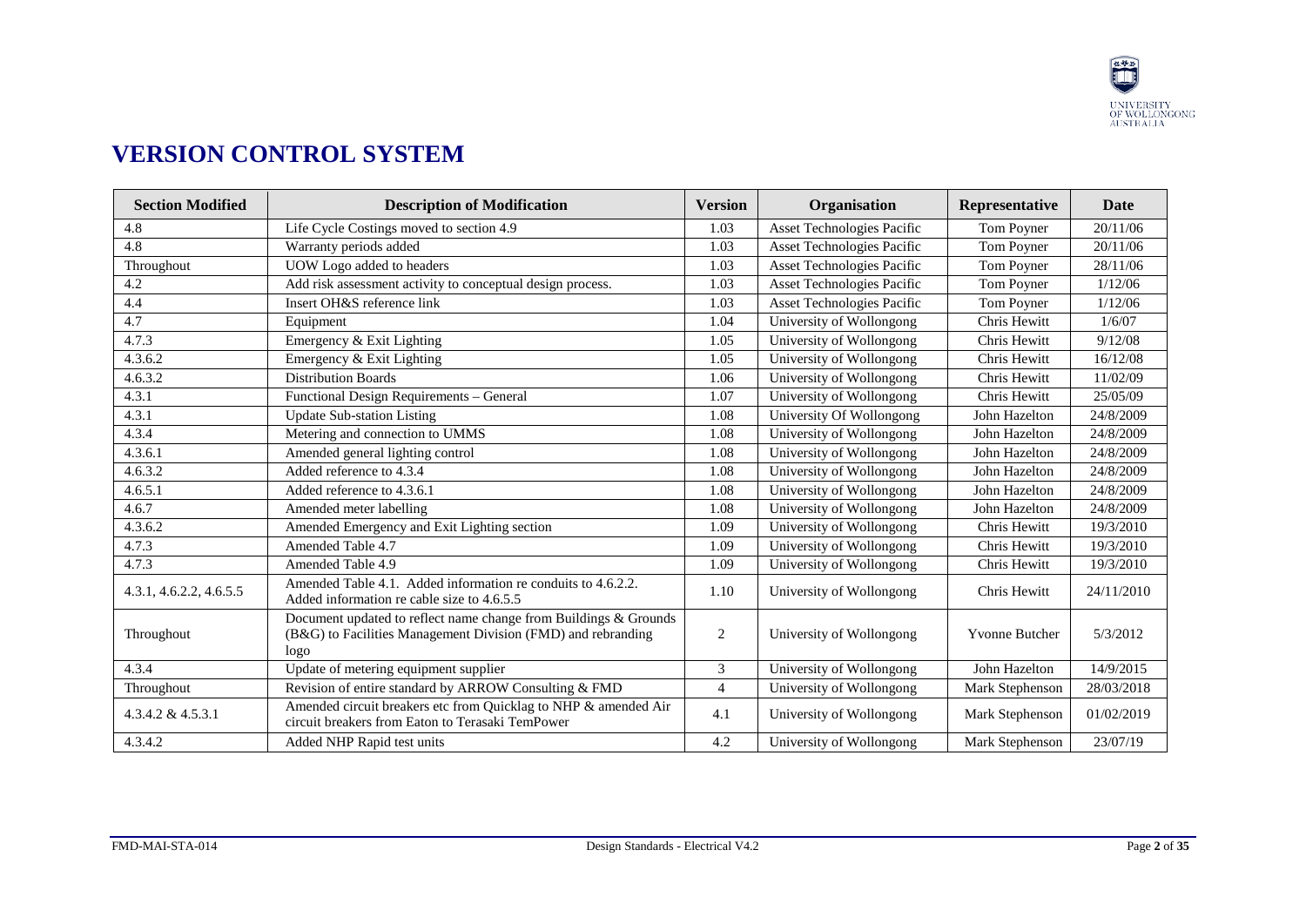# VERSION CONTROL SYSTEM

| Section Modified | Description of Modification | Version | Organisation | Representative | Date |
|---|---|---|---|---|---|
| 4.8 | Life Cycle Costings moved to section 4.9 | 1.03 | Asset Technologies Pacific | Tom Poyner | 20/11/06 |
| 4.8 | Warranty periods added | 1.03 | Asset Technologies Pacific | Tom Poyner | 20/11/06 |
| Throughout | UOW Logo added to headers | 1.03 | Asset Technologies Pacific | Tom Poyner | 28/11/06 |
| 4.2 | Add risk assessment activity to conceptual design process. | 1.03 | Asset Technologies Pacific | Tom Poyner | 1/12/06 |
| 4.4 | Insert OH&S reference link | 1.03 | Asset Technologies Pacific | Tom Poyner | 1/12/06 |
| 4.7 | Equipment | 1.04 | University of Wollongong | Chris Hewitt | 1/6/07 |
| 4.7.3 | Emergency & Exit Lighting | 1.05 | University of Wollongong | Chris Hewitt | 9/12/08 |
| 4.3.6.2 | Emergency & Exit Lighting | 1.05 | University of Wollongong | Chris Hewitt | 16/12/08 |
| 4.6.3.2 | Distribution Boards | 1.06 | University of Wollongong | Chris Hewitt | 11/02/09 |
| 4.3.1 | Functional Design Requirements – General | 1.07 | University of Wollongong | Chris Hewitt | 25/05/09 |
| 4.3.1 | Update Sub-station Listing | 1.08 | University Of Wollongong | John Hazelton | 24/8/2009 |
| 4.3.4 | Metering and connection to UMMS | 1.08 | University of Wollongong | John Hazelton | 24/8/2009 |
| 4.3.6.1 | Amended general lighting control | 1.08 | University of Wollongong | John Hazelton | 24/8/2009 |
| 4.6.3.2 | Added reference to 4.3.4 | 1.08 | University of Wollongong | John Hazelton | 24/8/2009 |
| 4.6.5.1 | Added reference to 4.3.6.1 | 1.08 | University of Wollongong | John Hazelton | 24/8/2009 |
| 4.6.7 | Amended meter labelling | 1.08 | University of Wollongong | John Hazelton | 24/8/2009 |
| 4.3.6.2 | Amended Emergency and Exit Lighting section | 1.09 | University of Wollongong | Chris Hewitt | 19/3/2010 |
| 4.7.3 | Amended Table 4.7 | 1.09 | University of Wollongong | Chris Hewitt | 19/3/2010 |
| 4.7.3 | Amended Table 4.9 | 1.09 | University of Wollongong | Chris Hewitt | 19/3/2010 |
| 4.3.1, 4.6.2.2, 4.6.5.5 | Amended Table 4.1. Added information re conduits to 4.6.2.2. Added information re cable size to 4.6.5.5 | 1.10 | University of Wollongong | Chris Hewitt | 24/11/2010 |
| Throughout | Document updated to reflect name change from Buildings & Grounds (B&G) to Facilities Management Division (FMD) and rebranding logo | 2 | University of Wollongong | Yvonne Butcher | 5/3/2012 |
| 4.3.4 | Update of metering equipment supplier | 3 | University of Wollongong | John Hazelton | 14/9/2015 |
| Throughout | Revision of entire standard by ARROW Consulting & FMD | 4 | University of Wollongong | Mark Stephenson | 28/03/2018 |
| 4.3.4.2 & 4.5.3.1 | Amended circuit breakers etc from Quicklag to NHP & amended Air circuit breakers from Eaton to Terasaki TemPower | 4.1 | University of Wollongong | Mark Stephenson | 01/02/2019 |
| 4.3.4.2 | Added NHP Rapid test units | 4.2 | University of Wollongong | Mark Stephenson | 23/07/19 |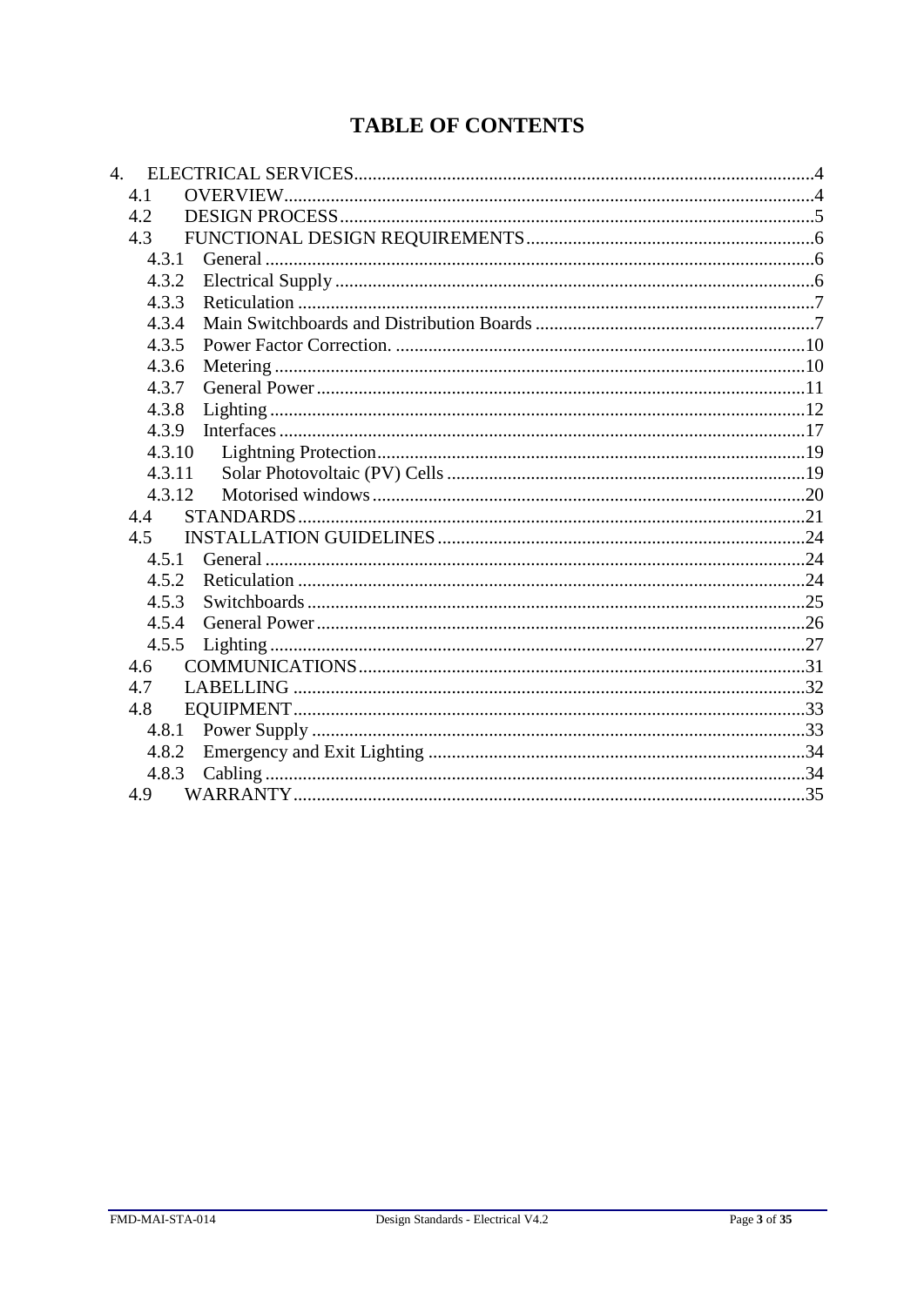# TABLE OF CONTENTS

- 4. ELECTRICAL SERVICES....4
  - 4.1 OVERVIEW....4
  - 4.2 DESIGN PROCESS....5
  - 4.3 FUNCTIONAL DESIGN REQUIREMENTS....6
    - 4.3.1 General....6
    - 4.3.2 Electrical Supply....6
    - 4.3.3 Reticulation....7
    - 4.3.4 Main Switchboards and Distribution Boards....7
    - 4.3.5 Power Factor Correction....10
    - 4.3.6 Metering....10
    - 4.3.7 General Power....11
    - 4.3.8 Lighting....12
    - 4.3.9 Interfaces....17
    - 4.3.10 Lightning Protection....19
    - 4.3.11 Solar Photovoltaic (PV) Cells....19
    - 4.3.12 Motorised windows....20
  - 4.4 STANDARDS....21
  - 4.5 INSTALLATION GUIDELINES....24
    - 4.5.1 General....24
    - 4.5.2 Reticulation....24
    - 4.5.3 Switchboards....25
    - 4.5.4 General Power....26
    - 4.5.5 Lighting....27
  - 4.6 COMMUNICATIONS....31
  - 4.7 LABELLING....32
  - 4.8 EQUIPMENT....33
    - 4.8.1 Power Supply....33
    - 4.8.2 Emergency and Exit Lighting....34
    - 4.8.3 Cabling....34
  - 4.9 WARRANTY....35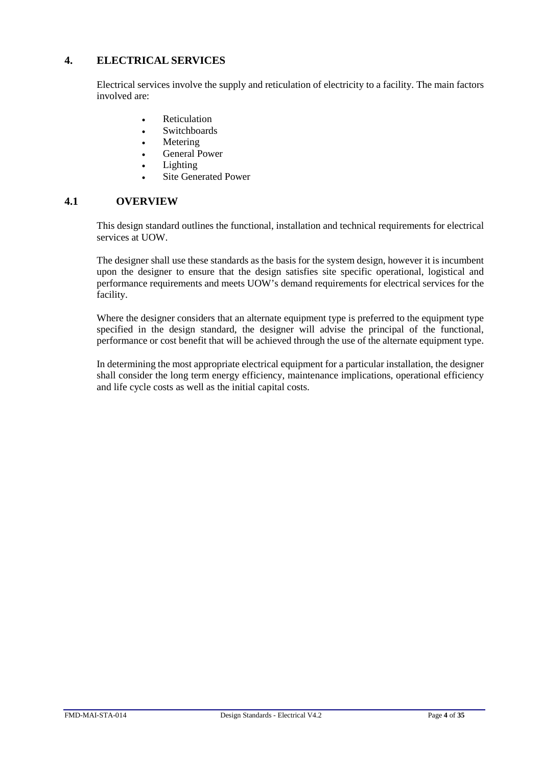## 4. ELECTRICAL SERVICES

Electrical services involve the supply and reticulation of electricity to a facility. The main factors involved are:

- Reticulation
- Switchboards
- Metering
- General Power
- Lighting
- Site Generated Power

### 4.1 OVERVIEW

This design standard outlines the functional, installation and technical requirements for electrical services at UOW.

The designer shall use these standards as the basis for the system design, however it is incumbent upon the designer to ensure that the design satisfies site specific operational, logistical and performance requirements and meets UOW's demand requirements for electrical services for the facility.

Where the designer considers that an alternate equipment type is preferred to the equipment type specified in the design standard, the designer will advise the principal of the functional, performance or cost benefit that will be achieved through the use of the alternate equipment type.

In determining the most appropriate electrical equipment for a particular installation, the designer shall consider the long term energy efficiency, maintenance implications, operational efficiency and life cycle costs as well as the initial capital costs.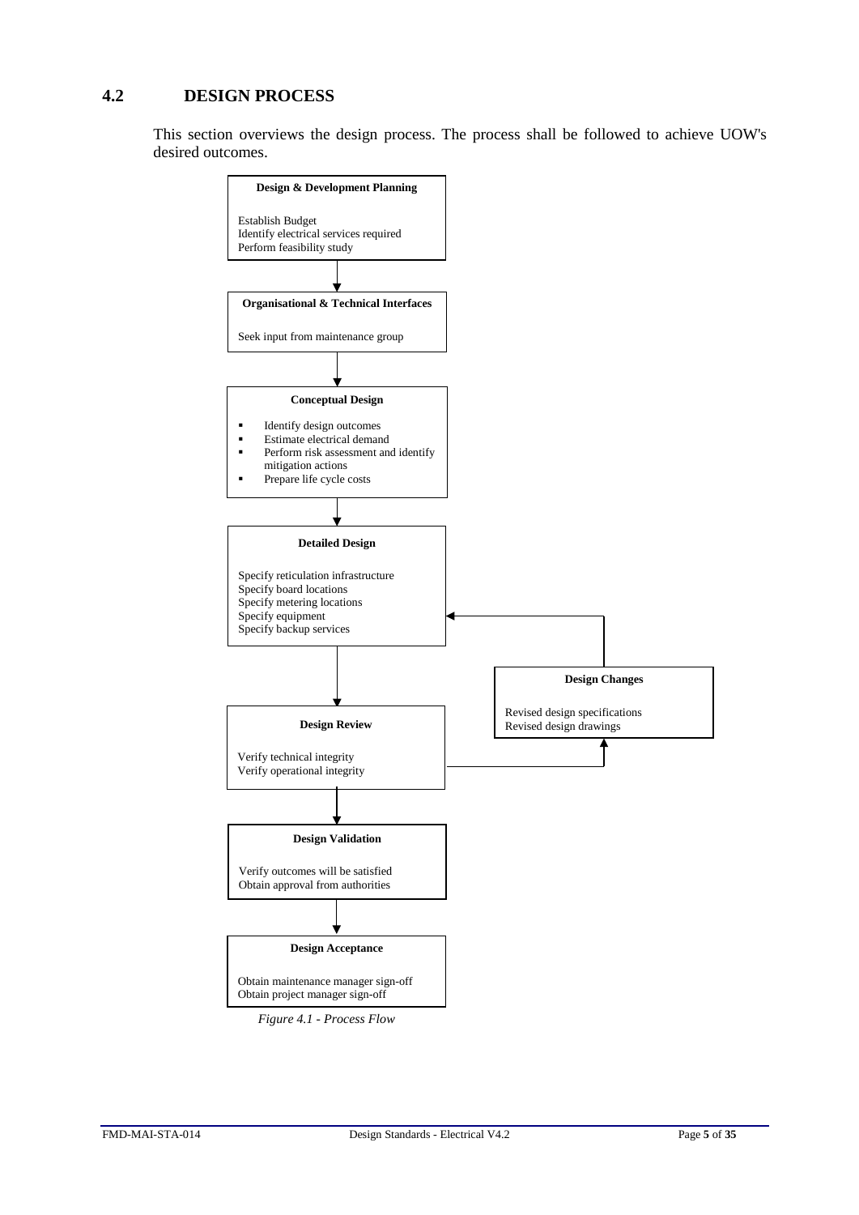## 4.2 DESIGN PROCESS

This section overviews the design process. The process shall be followed to achieve UOW's desired outcomes.

**Design & Development Planning**

Establish Budget
Identify electrical services required
Perform feasibility study

↓

**Organisational & Technical Interfaces**

Seek input from maintenance group

↓

**Conceptual Design**

- Identify design outcomes
- Estimate electrical demand
- Perform risk assessment and identify mitigation actions
- Prepare life cycle costs

↓

**Detailed Design**

Specify reticulation infrastructure
Specify board locations
Specify metering locations
Specify equipment
Specify backup services

↓

**Design Review**

Verify technical integrity
Verify operational integrity

→ **Design Changes**

Revised design specifications
Revised design drawings

(Design Changes → back to Detailed Design)

↓

**Design Validation**

Verify outcomes will be satisfied
Obtain approval from authorities

↓

**Design Acceptance**

Obtain maintenance manager sign-off
Obtain project manager sign-off

*Figure 4.1 - Process Flow*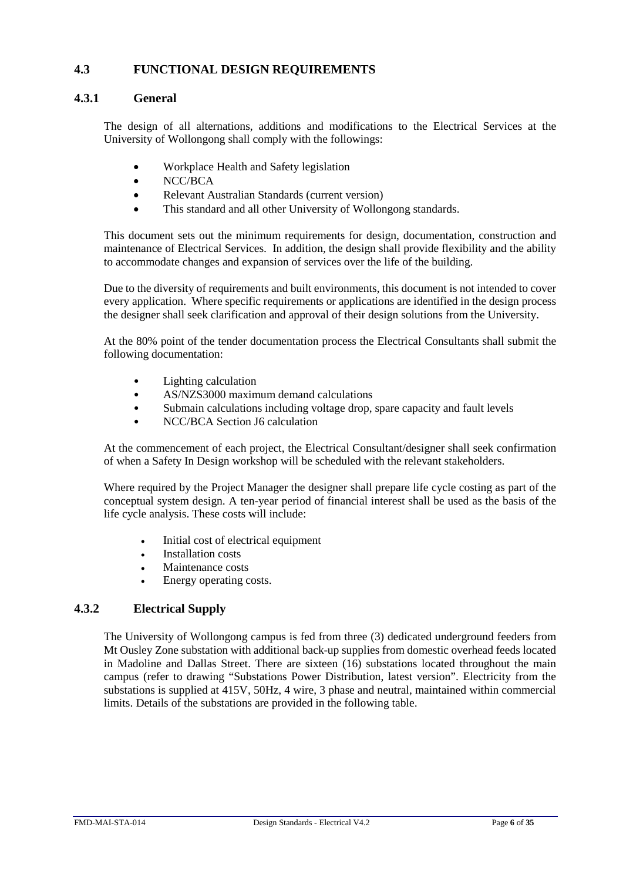## 4.3 FUNCTIONAL DESIGN REQUIREMENTS

### 4.3.1 General

The design of all alternations, additions and modifications to the Electrical Services at the University of Wollongong shall comply with the followings:

- Workplace Health and Safety legislation
- NCC/BCA
- Relevant Australian Standards (current version)
- This standard and all other University of Wollongong standards.

This document sets out the minimum requirements for design, documentation, construction and maintenance of Electrical Services. In addition, the design shall provide flexibility and the ability to accommodate changes and expansion of services over the life of the building.

Due to the diversity of requirements and built environments, this document is not intended to cover every application. Where specific requirements or applications are identified in the design process the designer shall seek clarification and approval of their design solutions from the University.

At the 80% point of the tender documentation process the Electrical Consultants shall submit the following documentation:

- Lighting calculation
- AS/NZS3000 maximum demand calculations
- Submain calculations including voltage drop, spare capacity and fault levels
- NCC/BCA Section J6 calculation

At the commencement of each project, the Electrical Consultant/designer shall seek confirmation of when a Safety In Design workshop will be scheduled with the relevant stakeholders.

Where required by the Project Manager the designer shall prepare life cycle costing as part of the conceptual system design. A ten-year period of financial interest shall be used as the basis of the life cycle analysis. These costs will include:

- Initial cost of electrical equipment
- Installation costs
- Maintenance costs
- Energy operating costs.

### 4.3.2 Electrical Supply

The University of Wollongong campus is fed from three (3) dedicated underground feeders from Mt Ousley Zone substation with additional back-up supplies from domestic overhead feeds located in Madoline and Dallas Street. There are sixteen (16) substations located throughout the main campus (refer to drawing "Substations Power Distribution, latest version". Electricity from the substations is supplied at 415V, 50Hz, 4 wire, 3 phase and neutral, maintained within commercial limits. Details of the substations are provided in the following table.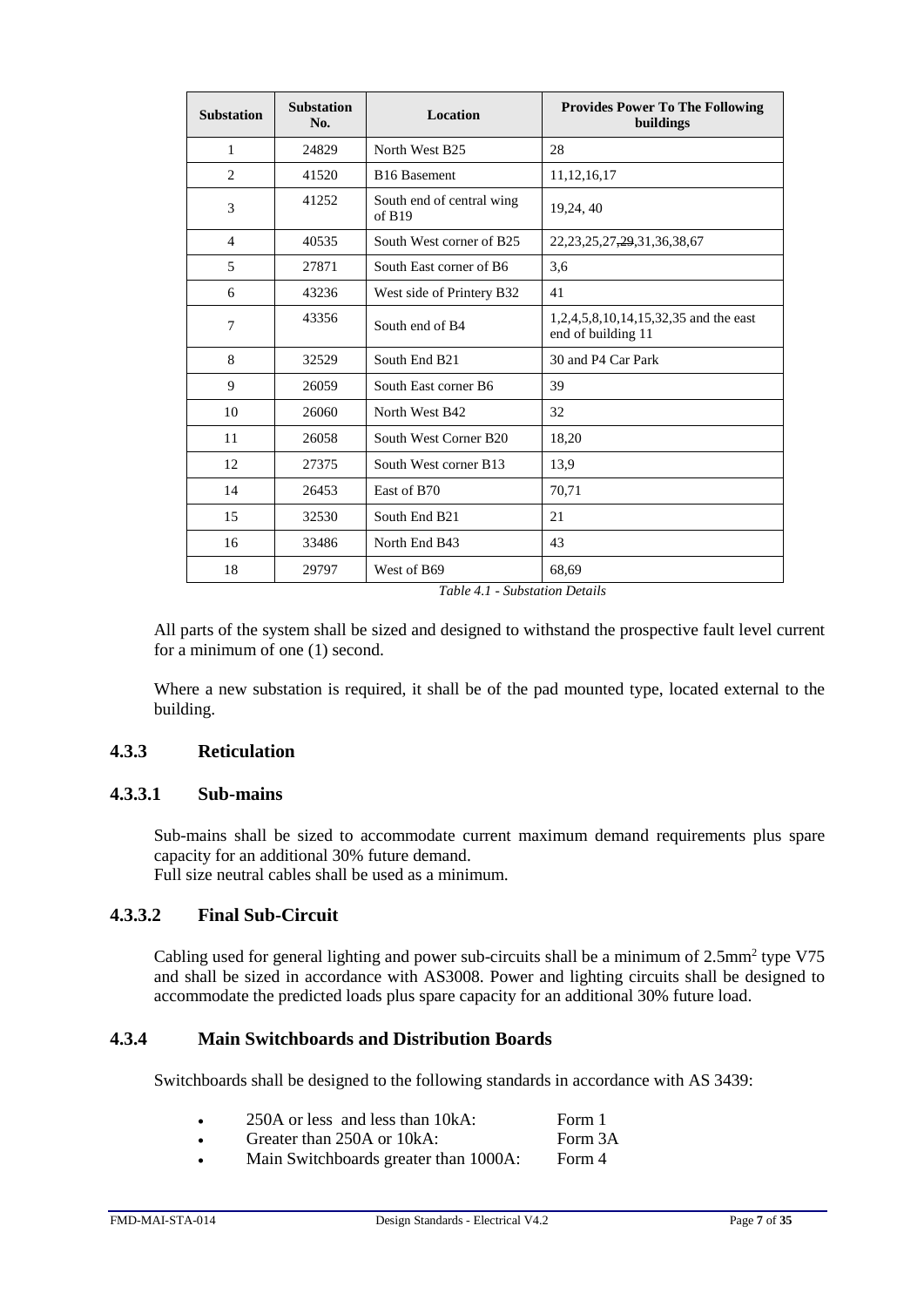| Substation | Substation No. | Location | Provides Power To The Following buildings |
|---|---|---|---|
| 1 | 24829 | North West B25 | 28 |
| 2 | 41520 | B16 Basement | 11,12,16,17 |
| 3 | 41252 | South end of central wing of B19 | 19,24, 40 |
| 4 | 40535 | South West corner of B25 | 22,23,25,27,~~29~~,31,36,38,67 |
| 5 | 27871 | South East corner of B6 | 3,6 |
| 6 | 43236 | West side of Printery B32 | 41 |
| 7 | 43356 | South end of B4 | 1,2,4,5,8,10,14,15,32,35 and the east end of building 11 |
| 8 | 32529 | South End B21 | 30 and P4 Car Park |
| 9 | 26059 | South East corner B6 | 39 |
| 10 | 26060 | North West B42 | 32 |
| 11 | 26058 | South West Corner B20 | 18,20 |
| 12 | 27375 | South West corner B13 | 13,9 |
| 14 | 26453 | East of B70 | 70,71 |
| 15 | 32530 | South End B21 | 21 |
| 16 | 33486 | North End B43 | 43 |
| 18 | 29797 | West of B69 | 68,69 |

*Table 4.1 - Substation Details*

All parts of the system shall be sized and designed to withstand the prospective fault level current for a minimum of one (1) second.

Where a new substation is required, it shall be of the pad mounted type, located external to the building.

### 4.3.3 Reticulation

#### 4.3.3.1 Sub-mains

Sub-mains shall be sized to accommodate current maximum demand requirements plus spare capacity for an additional 30% future demand.
Full size neutral cables shall be used as a minimum.

#### 4.3.3.2 Final Sub-Circuit

Cabling used for general lighting and power sub-circuits shall be a minimum of 2.5mm$^2$ type V75 and shall be sized in accordance with AS3008. Power and lighting circuits shall be designed to accommodate the predicted loads plus spare capacity for an additional 30% future load.

### 4.3.4 Main Switchboards and Distribution Boards

Switchboards shall be designed to the following standards in accordance with AS 3439:

- 250A or less and less than 10kA: Form 1
- Greater than 250A or 10kA: Form 3A
- Main Switchboards greater than 1000A: Form 4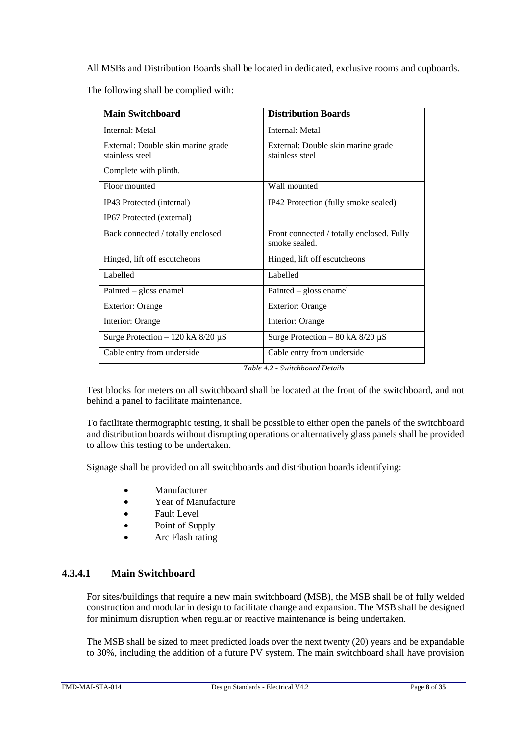All MSBs and Distribution Boards shall be located in dedicated, exclusive rooms and cupboards.

The following shall be complied with:

| **Main Switchboard** | **Distribution Boards** |
| --- | --- |
| Internal: Metal<br>External: Double skin marine grade stainless steel<br>Complete with plinth. | Internal: Metal<br>External: Double skin marine grade stainless steel |
| Floor mounted | Wall mounted |
| IP43 Protected (internal)<br>IP67 Protected (external) | IP42 Protection (fully smoke sealed) |
| Back connected / totally enclosed | Front connected / totally enclosed. Fully smoke sealed. |
| Hinged, lift off escutcheons | Hinged, lift off escutcheons |
| Labelled | Labelled |
| Painted – gloss enamel<br>Exterior: Orange<br>Interior: Orange | Painted – gloss enamel<br>Exterior: Orange<br>Interior: Orange |
| Surge Protection – 120 kA 8/20 µS | Surge Protection – 80 kA 8/20 µS |
| Cable entry from underside | Cable entry from underside |

*Table 4.2 - Switchboard Details*

Test blocks for meters on all switchboard shall be located at the front of the switchboard, and not behind a panel to facilitate maintenance.

To facilitate thermographic testing, it shall be possible to either open the panels of the switchboard and distribution boards without disrupting operations or alternatively glass panels shall be provided to allow this testing to be undertaken.

Signage shall be provided on all switchboards and distribution boards identifying:

- Manufacturer
- Year of Manufacture
- Fault Level
- Point of Supply
- Arc Flash rating

#### 4.3.4.1 Main Switchboard

For sites/buildings that require a new main switchboard (MSB), the MSB shall be of fully welded construction and modular in design to facilitate change and expansion. The MSB shall be designed for minimum disruption when regular or reactive maintenance is being undertaken.

The MSB shall be sized to meet predicted loads over the next twenty (20) years and be expandable to 30%, including the addition of a future PV system. The main switchboard shall have provision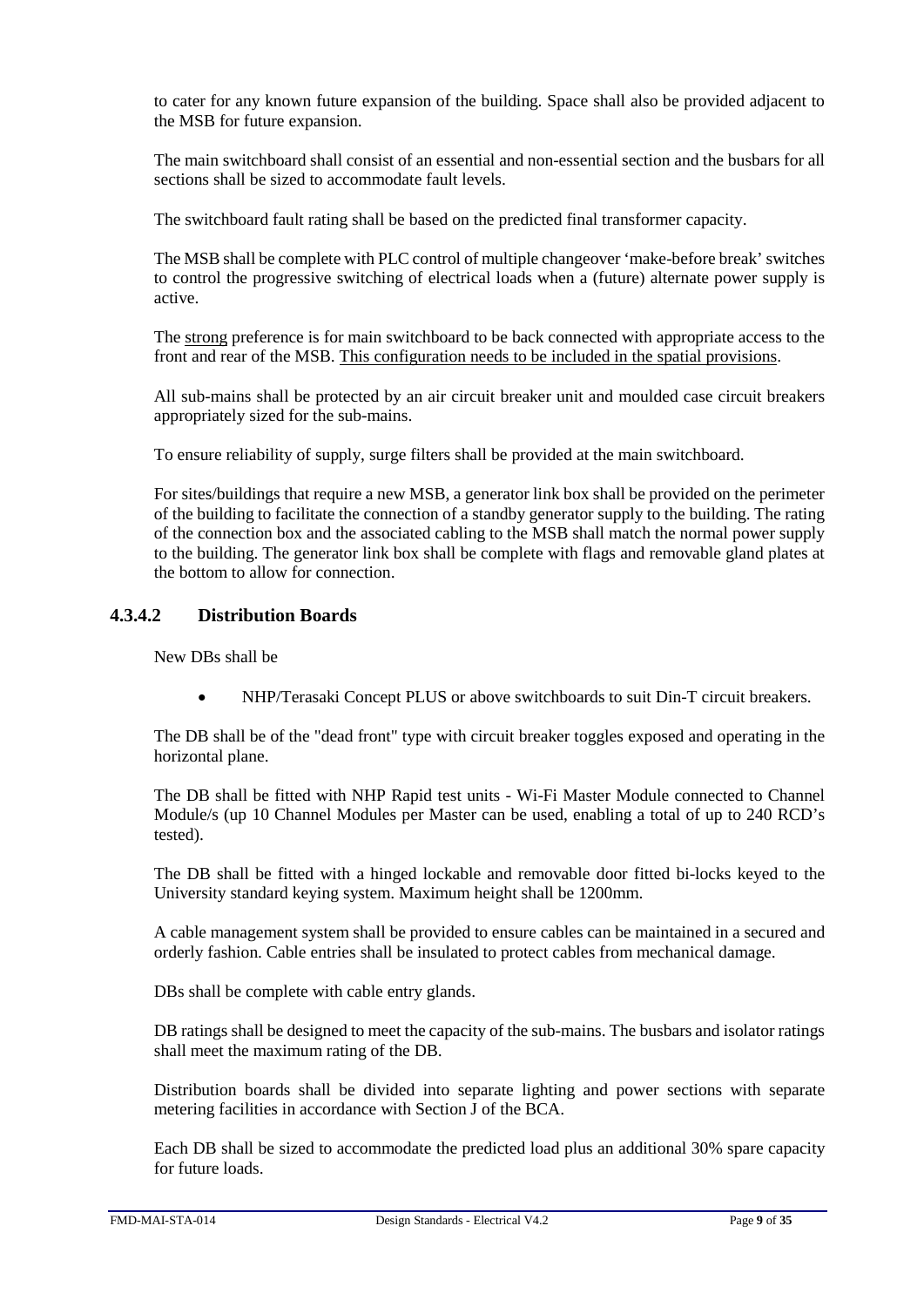to cater for any known future expansion of the building. Space shall also be provided adjacent to the MSB for future expansion.

The main switchboard shall consist of an essential and non-essential section and the busbars for all sections shall be sized to accommodate fault levels.

The switchboard fault rating shall be based on the predicted final transformer capacity.

The MSB shall be complete with PLC control of multiple changeover 'make-before break' switches to control the progressive switching of electrical loads when a (future) alternate power supply is active.

The <u>strong</u> preference is for main switchboard to be back connected with appropriate access to the front and rear of the MSB. <u>This configuration needs to be included in the spatial provisions</u>.

All sub-mains shall be protected by an air circuit breaker unit and moulded case circuit breakers appropriately sized for the sub-mains.

To ensure reliability of supply, surge filters shall be provided at the main switchboard.

For sites/buildings that require a new MSB, a generator link box shall be provided on the perimeter of the building to facilitate the connection of a standby generator supply to the building. The rating of the connection box and the associated cabling to the MSB shall match the normal power supply to the building. The generator link box shall be complete with flags and removable gland plates at the bottom to allow for connection.

#### 4.3.4.2 Distribution Boards

New DBs shall be

- NHP/Terasaki Concept PLUS or above switchboards to suit Din-T circuit breakers.

The DB shall be of the "dead front" type with circuit breaker toggles exposed and operating in the horizontal plane.

The DB shall be fitted with NHP Rapid test units - Wi-Fi Master Module connected to Channel Module/s (up 10 Channel Modules per Master can be used, enabling a total of up to 240 RCD's tested).

The DB shall be fitted with a hinged lockable and removable door fitted bi-locks keyed to the University standard keying system. Maximum height shall be 1200mm.

A cable management system shall be provided to ensure cables can be maintained in a secured and orderly fashion. Cable entries shall be insulated to protect cables from mechanical damage.

DBs shall be complete with cable entry glands.

DB ratings shall be designed to meet the capacity of the sub-mains. The busbars and isolator ratings shall meet the maximum rating of the DB.

Distribution boards shall be divided into separate lighting and power sections with separate metering facilities in accordance with Section J of the BCA.

Each DB shall be sized to accommodate the predicted load plus an additional 30% spare capacity for future loads.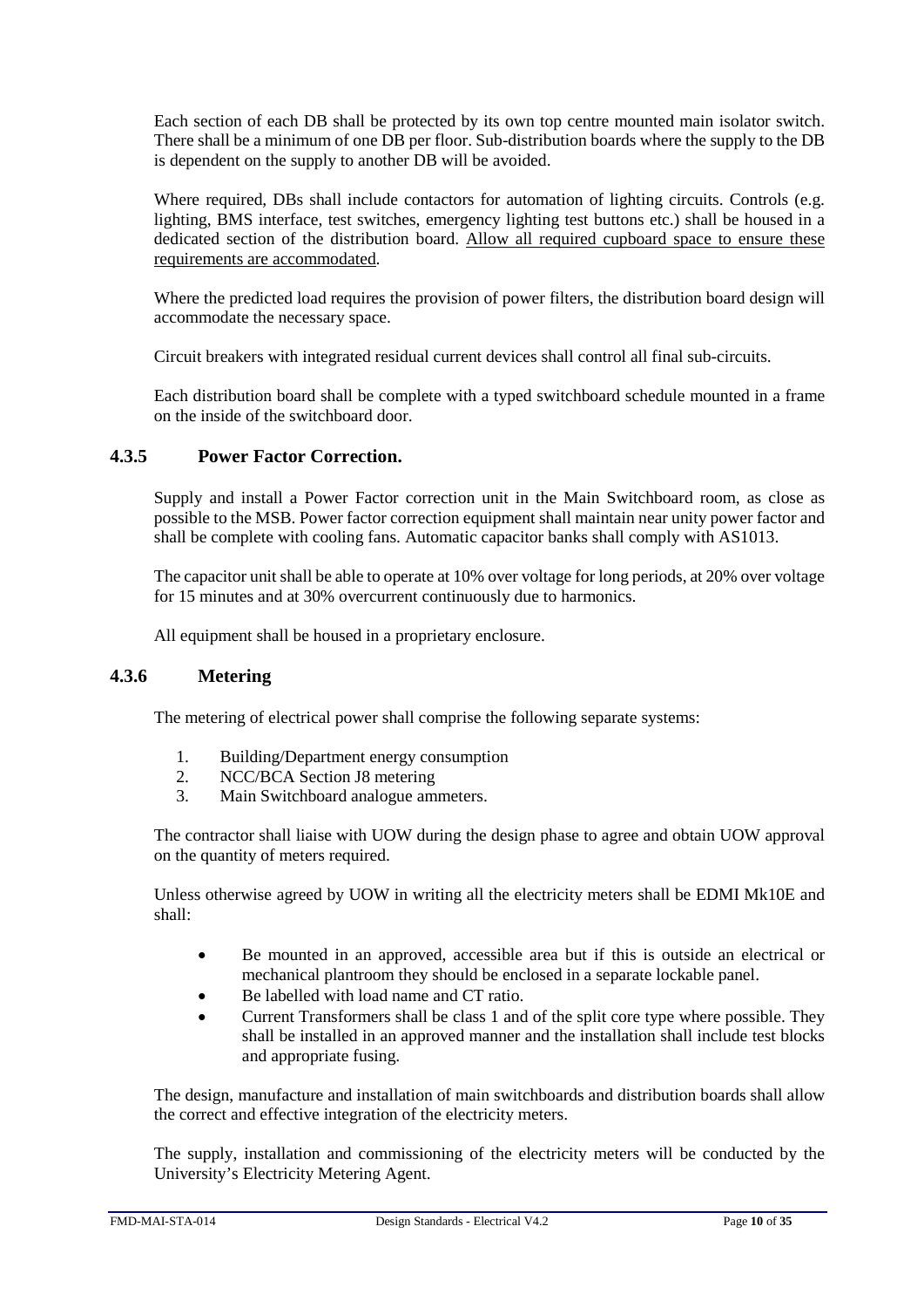Each section of each DB shall be protected by its own top centre mounted main isolator switch. There shall be a minimum of one DB per floor. Sub-distribution boards where the supply to the DB is dependent on the supply to another DB will be avoided.

Where required, DBs shall include contactors for automation of lighting circuits. Controls (e.g. lighting, BMS interface, test switches, emergency lighting test buttons etc.) shall be housed in a dedicated section of the distribution board. <u>Allow all required cupboard space to ensure these requirements are accommodated</u>.

Where the predicted load requires the provision of power filters, the distribution board design will accommodate the necessary space.

Circuit breakers with integrated residual current devices shall control all final sub-circuits.

Each distribution board shall be complete with a typed switchboard schedule mounted in a frame on the inside of the switchboard door.

### 4.3.5 Power Factor Correction.

Supply and install a Power Factor correction unit in the Main Switchboard room, as close as possible to the MSB. Power factor correction equipment shall maintain near unity power factor and shall be complete with cooling fans. Automatic capacitor banks shall comply with AS1013.

The capacitor unit shall be able to operate at 10% over voltage for long periods, at 20% over voltage for 15 minutes and at 30% overcurrent continuously due to harmonics.

All equipment shall be housed in a proprietary enclosure.

### 4.3.6 Metering

The metering of electrical power shall comprise the following separate systems:

1. Building/Department energy consumption
2. NCC/BCA Section J8 metering
3. Main Switchboard analogue ammeters.

The contractor shall liaise with UOW during the design phase to agree and obtain UOW approval on the quantity of meters required.

Unless otherwise agreed by UOW in writing all the electricity meters shall be EDMI Mk10E and shall:

- Be mounted in an approved, accessible area but if this is outside an electrical or mechanical plantroom they should be enclosed in a separate lockable panel.
- Be labelled with load name and CT ratio.
- Current Transformers shall be class 1 and of the split core type where possible. They shall be installed in an approved manner and the installation shall include test blocks and appropriate fusing.

The design, manufacture and installation of main switchboards and distribution boards shall allow the correct and effective integration of the electricity meters.

The supply, installation and commissioning of the electricity meters will be conducted by the University's Electricity Metering Agent.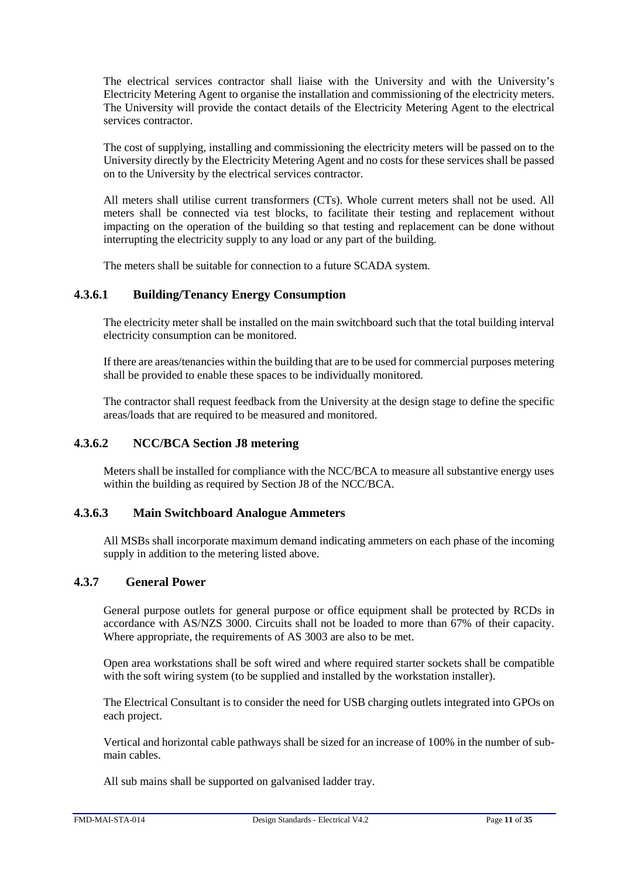The electrical services contractor shall liaise with the University and with the University's Electricity Metering Agent to organise the installation and commissioning of the electricity meters. The University will provide the contact details of the Electricity Metering Agent to the electrical services contractor.

The cost of supplying, installing and commissioning the electricity meters will be passed on to the University directly by the Electricity Metering Agent and no costs for these services shall be passed on to the University by the electrical services contractor.

All meters shall utilise current transformers (CTs). Whole current meters shall not be used. All meters shall be connected via test blocks, to facilitate their testing and replacement without impacting on the operation of the building so that testing and replacement can be done without interrupting the electricity supply to any load or any part of the building.

The meters shall be suitable for connection to a future SCADA system.

#### 4.3.6.1 Building/Tenancy Energy Consumption

The electricity meter shall be installed on the main switchboard such that the total building interval electricity consumption can be monitored.

If there are areas/tenancies within the building that are to be used for commercial purposes metering shall be provided to enable these spaces to be individually monitored.

The contractor shall request feedback from the University at the design stage to define the specific areas/loads that are required to be measured and monitored.

#### 4.3.6.2 NCC/BCA Section J8 metering

Meters shall be installed for compliance with the NCC/BCA to measure all substantive energy uses within the building as required by Section J8 of the NCC/BCA.

#### 4.3.6.3 Main Switchboard Analogue Ammeters

All MSBs shall incorporate maximum demand indicating ammeters on each phase of the incoming supply in addition to the metering listed above.

### 4.3.7 General Power

General purpose outlets for general purpose or office equipment shall be protected by RCDs in accordance with AS/NZS 3000. Circuits shall not be loaded to more than 67% of their capacity. Where appropriate, the requirements of AS 3003 are also to be met.

Open area workstations shall be soft wired and where required starter sockets shall be compatible with the soft wiring system (to be supplied and installed by the workstation installer).

The Electrical Consultant is to consider the need for USB charging outlets integrated into GPOs on each project.

Vertical and horizontal cable pathways shall be sized for an increase of 100% in the number of sub-main cables.

All sub mains shall be supported on galvanised ladder tray.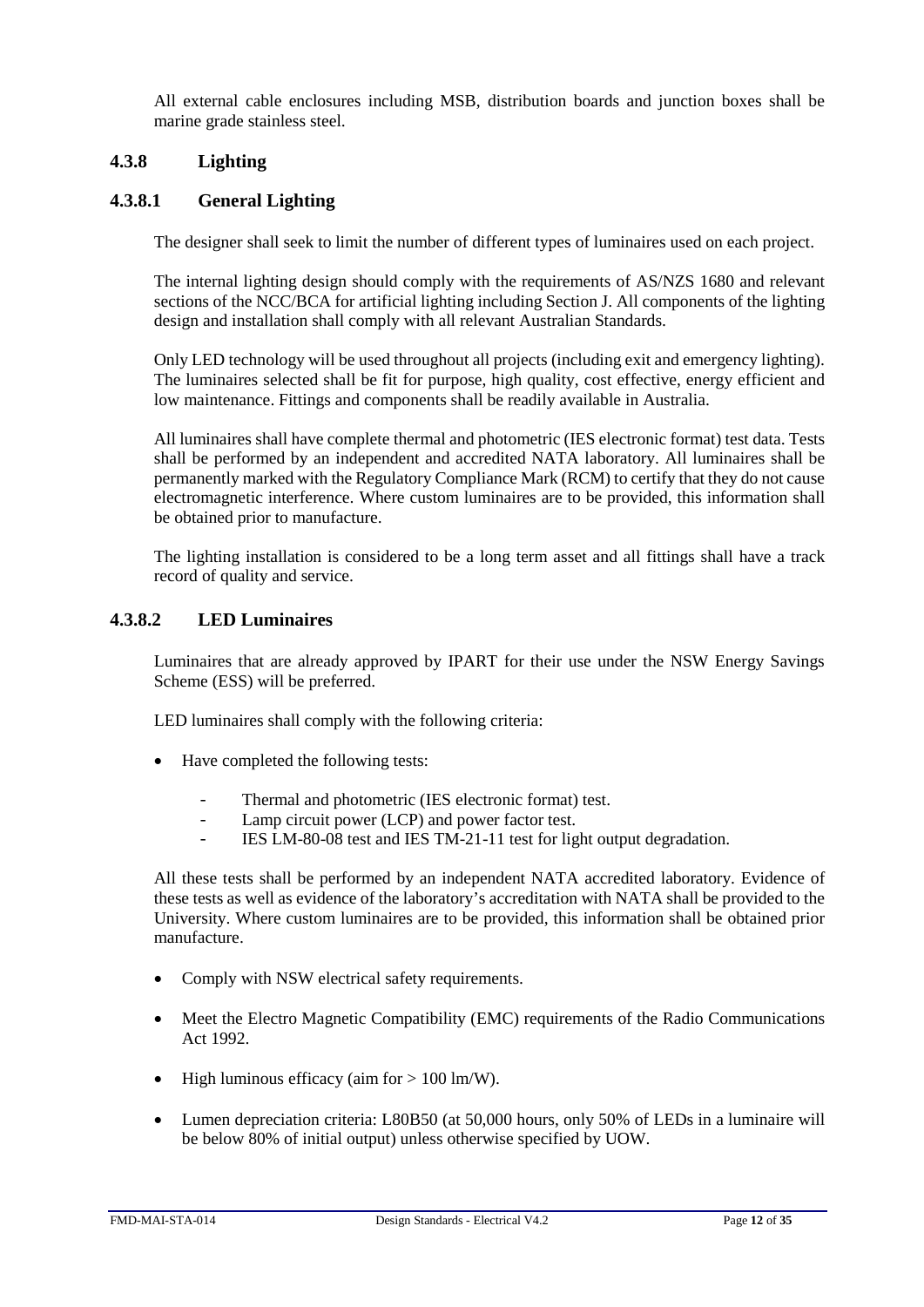All external cable enclosures including MSB, distribution boards and junction boxes shall be marine grade stainless steel.

### 4.3.8 Lighting

#### 4.3.8.1 General Lighting

The designer shall seek to limit the number of different types of luminaires used on each project.

The internal lighting design should comply with the requirements of AS/NZS 1680 and relevant sections of the NCC/BCA for artificial lighting including Section J. All components of the lighting design and installation shall comply with all relevant Australian Standards.

Only LED technology will be used throughout all projects (including exit and emergency lighting). The luminaires selected shall be fit for purpose, high quality, cost effective, energy efficient and low maintenance. Fittings and components shall be readily available in Australia.

All luminaires shall have complete thermal and photometric (IES electronic format) test data. Tests shall be performed by an independent and accredited NATA laboratory. All luminaires shall be permanently marked with the Regulatory Compliance Mark (RCM) to certify that they do not cause electromagnetic interference. Where custom luminaires are to be provided, this information shall be obtained prior to manufacture.

The lighting installation is considered to be a long term asset and all fittings shall have a track record of quality and service.

#### 4.3.8.2 LED Luminaires

Luminaires that are already approved by IPART for their use under the NSW Energy Savings Scheme (ESS) will be preferred.

LED luminaires shall comply with the following criteria:

- Have completed the following tests:
  - Thermal and photometric (IES electronic format) test.
  - Lamp circuit power (LCP) and power factor test.
  - IES LM-80-08 test and IES TM-21-11 test for light output degradation.

All these tests shall be performed by an independent NATA accredited laboratory. Evidence of these tests as well as evidence of the laboratory's accreditation with NATA shall be provided to the University. Where custom luminaires are to be provided, this information shall be obtained prior manufacture.

- Comply with NSW electrical safety requirements.
- Meet the Electro Magnetic Compatibility (EMC) requirements of the Radio Communications Act 1992.
- High luminous efficacy (aim for > 100 lm/W).
- Lumen depreciation criteria: L80B50 (at 50,000 hours, only 50% of LEDs in a luminaire will be below 80% of initial output) unless otherwise specified by UOW.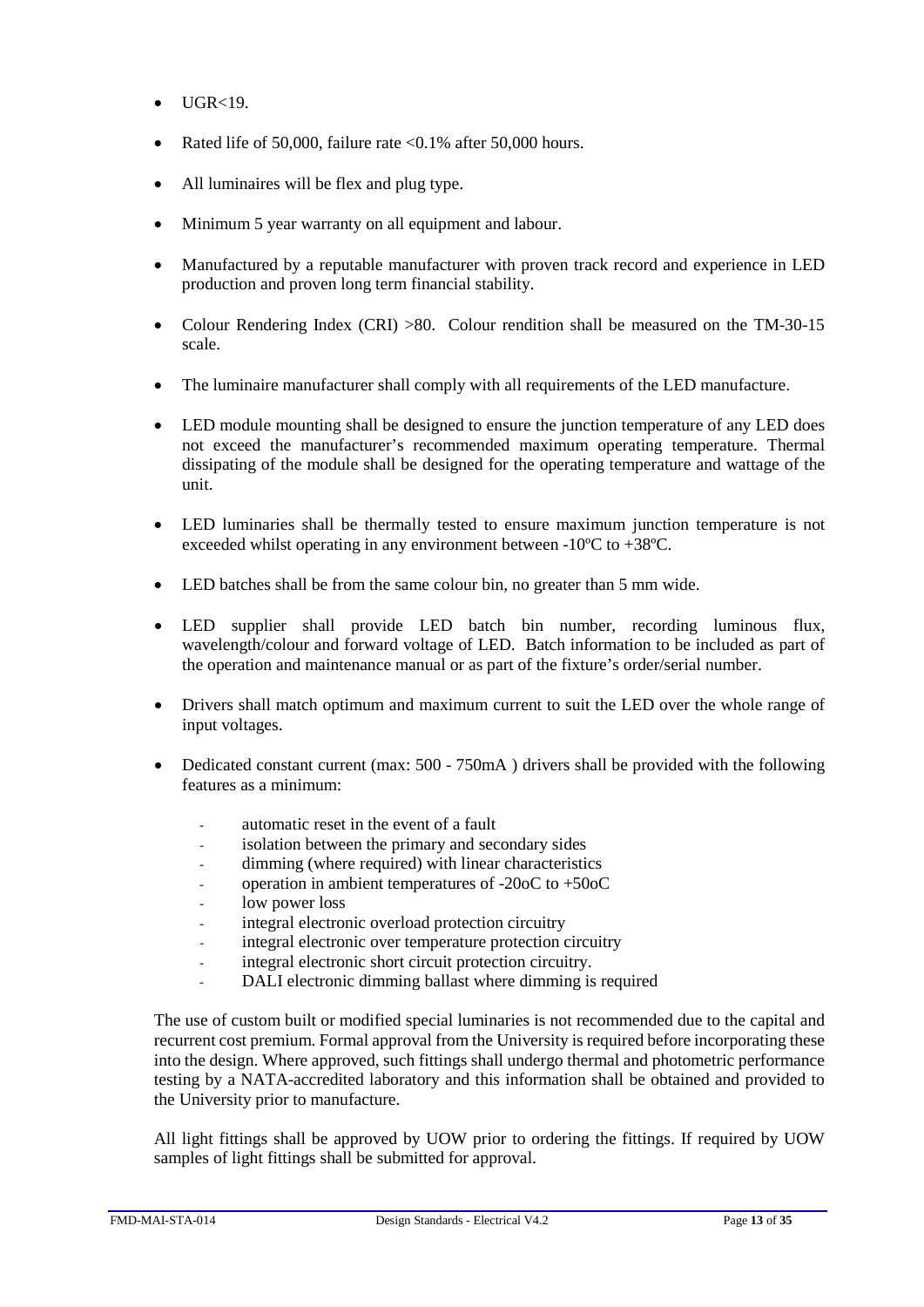- UGR<19.
- Rated life of 50,000, failure rate <0.1% after 50,000 hours.
- All luminaires will be flex and plug type.
- Minimum 5 year warranty on all equipment and labour.
- Manufactured by a reputable manufacturer with proven track record and experience in LED production and proven long term financial stability.
- Colour Rendering Index (CRI) >80. Colour rendition shall be measured on the TM-30-15 scale.
- The luminaire manufacturer shall comply with all requirements of the LED manufacture.
- LED module mounting shall be designed to ensure the junction temperature of any LED does not exceed the manufacturer's recommended maximum operating temperature. Thermal dissipating of the module shall be designed for the operating temperature and wattage of the unit.
- LED luminaries shall be thermally tested to ensure maximum junction temperature is not exceeded whilst operating in any environment between -10ºC to +38ºC.
- LED batches shall be from the same colour bin, no greater than 5 mm wide.
- LED supplier shall provide LED batch bin number, recording luminous flux, wavelength/colour and forward voltage of LED. Batch information to be included as part of the operation and maintenance manual or as part of the fixture's order/serial number.
- Drivers shall match optimum and maximum current to suit the LED over the whole range of input voltages.
- Dedicated constant current (max: 500 - 750mA ) drivers shall be provided with the following features as a minimum:
  - automatic reset in the event of a fault
  - isolation between the primary and secondary sides
  - dimming (where required) with linear characteristics
  - operation in ambient temperatures of -20oC to +50oC
  - low power loss
  - integral electronic overload protection circuitry
  - integral electronic over temperature protection circuitry
  - integral electronic short circuit protection circuitry.
  - DALI electronic dimming ballast where dimming is required

The use of custom built or modified special luminaries is not recommended due to the capital and recurrent cost premium. Formal approval from the University is required before incorporating these into the design. Where approved, such fittings shall undergo thermal and photometric performance testing by a NATA-accredited laboratory and this information shall be obtained and provided to the University prior to manufacture.

All light fittings shall be approved by UOW prior to ordering the fittings. If required by UOW samples of light fittings shall be submitted for approval.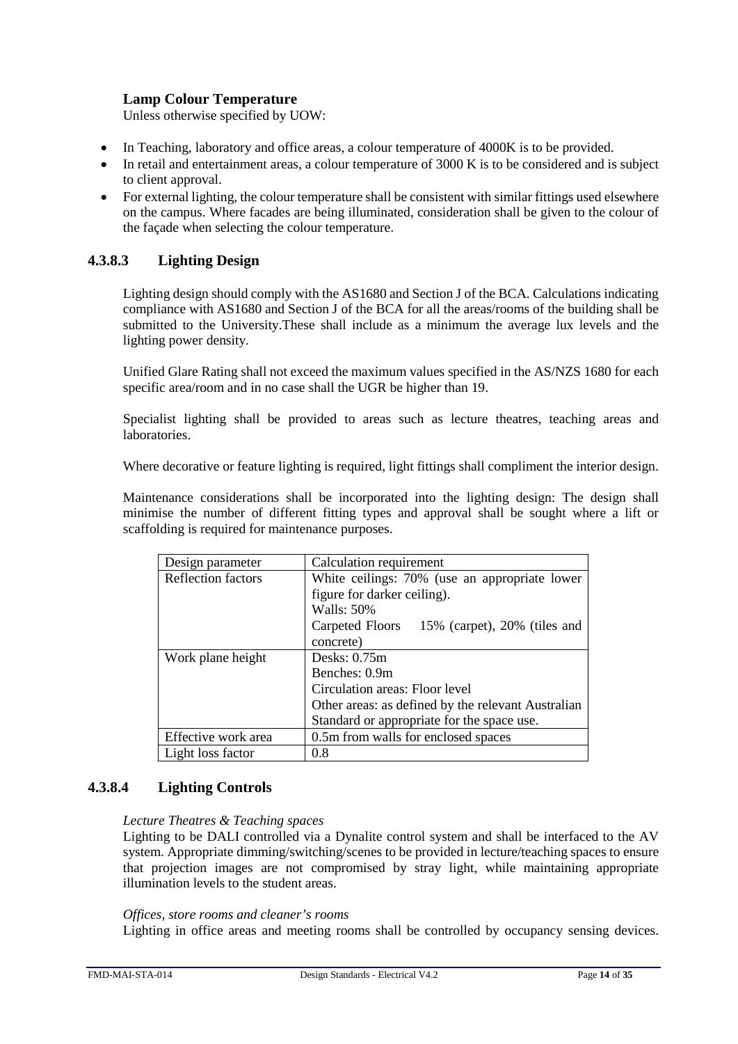**Lamp Colour Temperature**

Unless otherwise specified by UOW:

- In Teaching, laboratory and office areas, a colour temperature of 4000K is to be provided.
- In retail and entertainment areas, a colour temperature of 3000 K is to be considered and is subject to client approval.
- For external lighting, the colour temperature shall be consistent with similar fittings used elsewhere on the campus. Where facades are being illuminated, consideration shall be given to the colour of the façade when selecting the colour temperature.

### 4.3.8.3 Lighting Design

Lighting design should comply with the AS1680 and Section J of the BCA. Calculations indicating compliance with AS1680 and Section J of the BCA for all the areas/rooms of the building shall be submitted to the University.These shall include as a minimum the average lux levels and the lighting power density.

Unified Glare Rating shall not exceed the maximum values specified in the AS/NZS 1680 for each specific area/room and in no case shall the UGR be higher than 19.

Specialist lighting shall be provided to areas such as lecture theatres, teaching areas and laboratories.

Where decorative or feature lighting is required, light fittings shall compliment the interior design.

Maintenance considerations shall be incorporated into the lighting design: The design shall minimise the number of different fitting types and approval shall be sought where a lift or scaffolding is required for maintenance purposes.

| Design parameter | Calculation requirement |
|---|---|
| Reflection factors | White ceilings: 70% (use an appropriate lower figure for darker ceiling).<br>Walls: 50%<br>Carpeted Floors 15% (carpet), 20% (tiles and concrete) |
| Work plane height | Desks: 0.75m<br>Benches: 0.9m<br>Circulation areas: Floor level<br>Other areas: as defined by the relevant Australian Standard or appropriate for the space use. |
| Effective work area | 0.5m from walls for enclosed spaces |
| Light loss factor | 0.8 |

### 4.3.8.4 Lighting Controls

*Lecture Theatres & Teaching spaces*

Lighting to be DALI controlled via a Dynalite control system and shall be interfaced to the AV system. Appropriate dimming/switching/scenes to be provided in lecture/teaching spaces to ensure that projection images are not compromised by stray light, while maintaining appropriate illumination levels to the student areas.

*Offices, store rooms and cleaner's rooms*

Lighting in office areas and meeting rooms shall be controlled by occupancy sensing devices.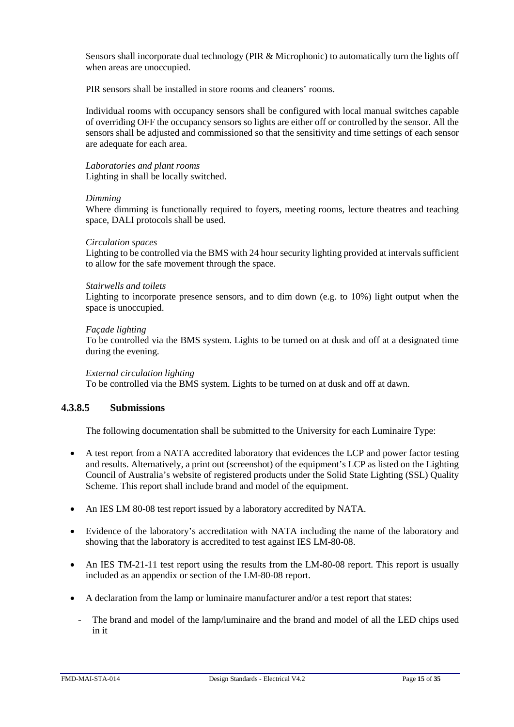Sensors shall incorporate dual technology (PIR & Microphonic) to automatically turn the lights off when areas are unoccupied.

PIR sensors shall be installed in store rooms and cleaners' rooms.

Individual rooms with occupancy sensors shall be configured with local manual switches capable of overriding OFF the occupancy sensors so lights are either off or controlled by the sensor. All the sensors shall be adjusted and commissioned so that the sensitivity and time settings of each sensor are adequate for each area.

*Laboratories and plant rooms*
Lighting in shall be locally switched.

*Dimming*
Where dimming is functionally required to foyers, meeting rooms, lecture theatres and teaching space, DALI protocols shall be used.

*Circulation spaces*
Lighting to be controlled via the BMS with 24 hour security lighting provided at intervals sufficient to allow for the safe movement through the space.

*Stairwells and toilets*
Lighting to incorporate presence sensors, and to dim down (e.g. to 10%) light output when the space is unoccupied.

*Façade lighting*
To be controlled via the BMS system. Lights to be turned on at dusk and off at a designated time during the evening.

*External circulation lighting*
To be controlled via the BMS system. Lights to be turned on at dusk and off at dawn.

#### 4.3.8.5 Submissions

The following documentation shall be submitted to the University for each Luminaire Type:

- A test report from a NATA accredited laboratory that evidences the LCP and power factor testing and results. Alternatively, a print out (screenshot) of the equipment's LCP as listed on the Lighting Council of Australia's website of registered products under the Solid State Lighting (SSL) Quality Scheme. This report shall include brand and model of the equipment.
- An IES LM 80-08 test report issued by a laboratory accredited by NATA.
- Evidence of the laboratory's accreditation with NATA including the name of the laboratory and showing that the laboratory is accredited to test against IES LM-80-08.
- An IES TM-21-11 test report using the results from the LM-80-08 report. This report is usually included as an appendix or section of the LM-80-08 report.
- A declaration from the lamp or luminaire manufacturer and/or a test report that states:
  - The brand and model of the lamp/luminaire and the brand and model of all the LED chips used in it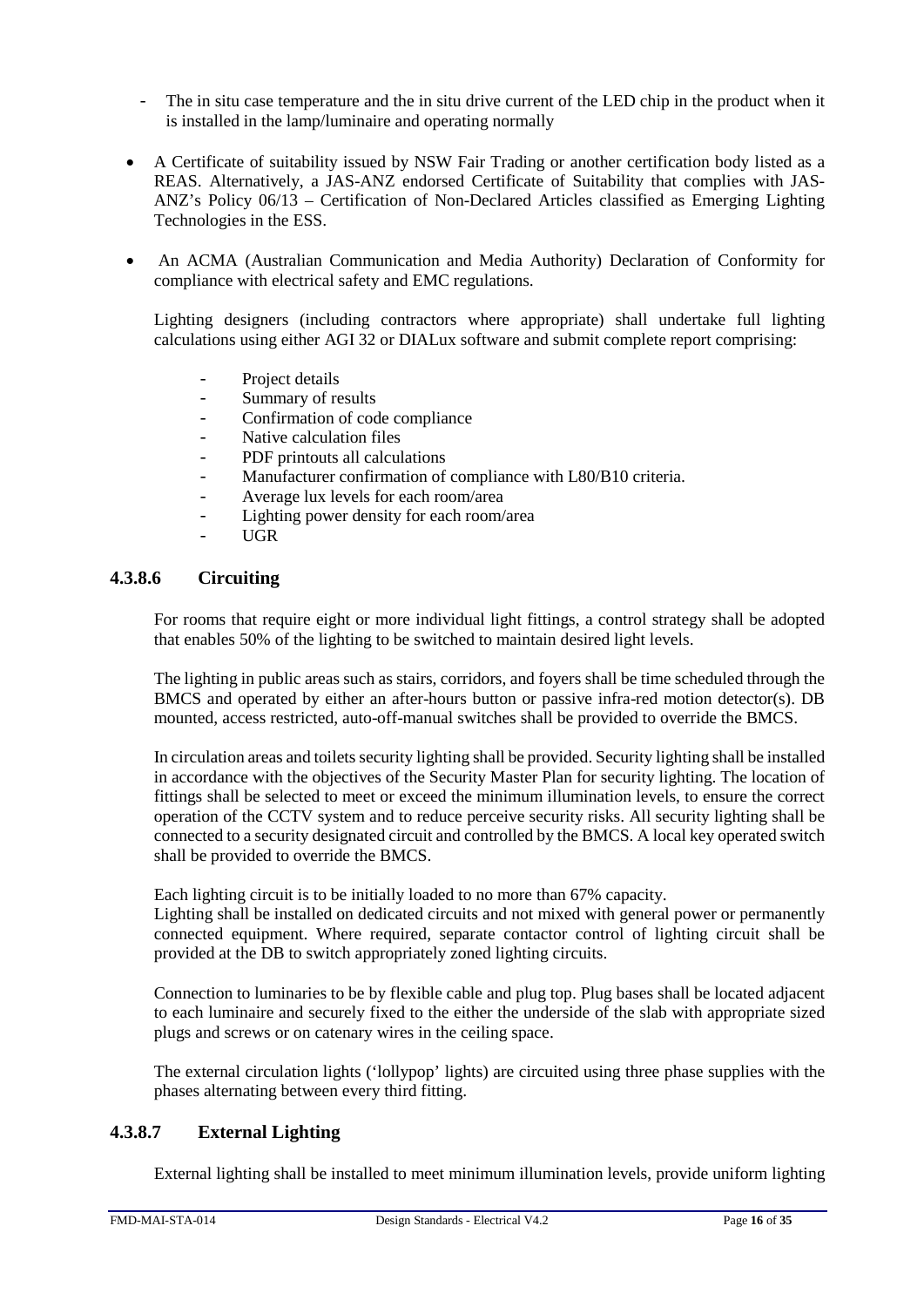- The in situ case temperature and the in situ drive current of the LED chip in the product when it is installed in the lamp/luminaire and operating normally

- A Certificate of suitability issued by NSW Fair Trading or another certification body listed as a REAS. Alternatively, a JAS-ANZ endorsed Certificate of Suitability that complies with JAS-ANZ's Policy 06/13 – Certification of Non-Declared Articles classified as Emerging Lighting Technologies in the ESS.

- An ACMA (Australian Communication and Media Authority) Declaration of Conformity for compliance with electrical safety and EMC regulations.

  Lighting designers (including contractors where appropriate) shall undertake full lighting calculations using either AGI 32 or DIALux software and submit complete report comprising:

  - Project details
  - Summary of results
  - Confirmation of code compliance
  - Native calculation files
  - PDF printouts all calculations
  - Manufacturer confirmation of compliance with L80/B10 criteria.
  - Average lux levels for each room/area
  - Lighting power density for each room/area
  - UGR

### 4.3.8.6 Circuiting

For rooms that require eight or more individual light fittings, a control strategy shall be adopted that enables 50% of the lighting to be switched to maintain desired light levels.

The lighting in public areas such as stairs, corridors, and foyers shall be time scheduled through the BMCS and operated by either an after-hours button or passive infra-red motion detector(s). DB mounted, access restricted, auto-off-manual switches shall be provided to override the BMCS.

In circulation areas and toilets security lighting shall be provided. Security lighting shall be installed in accordance with the objectives of the Security Master Plan for security lighting. The location of fittings shall be selected to meet or exceed the minimum illumination levels, to ensure the correct operation of the CCTV system and to reduce perceive security risks. All security lighting shall be connected to a security designated circuit and controlled by the BMCS. A local key operated switch shall be provided to override the BMCS.

Each lighting circuit is to be initially loaded to no more than 67% capacity.
Lighting shall be installed on dedicated circuits and not mixed with general power or permanently connected equipment. Where required, separate contactor control of lighting circuit shall be provided at the DB to switch appropriately zoned lighting circuits.

Connection to luminaries to be by flexible cable and plug top. Plug bases shall be located adjacent to each luminaire and securely fixed to the either the underside of the slab with appropriate sized plugs and screws or on catenary wires in the ceiling space.

The external circulation lights ('lollypop' lights) are circuited using three phase supplies with the phases alternating between every third fitting.

### 4.3.8.7 External Lighting

External lighting shall be installed to meet minimum illumination levels, provide uniform lighting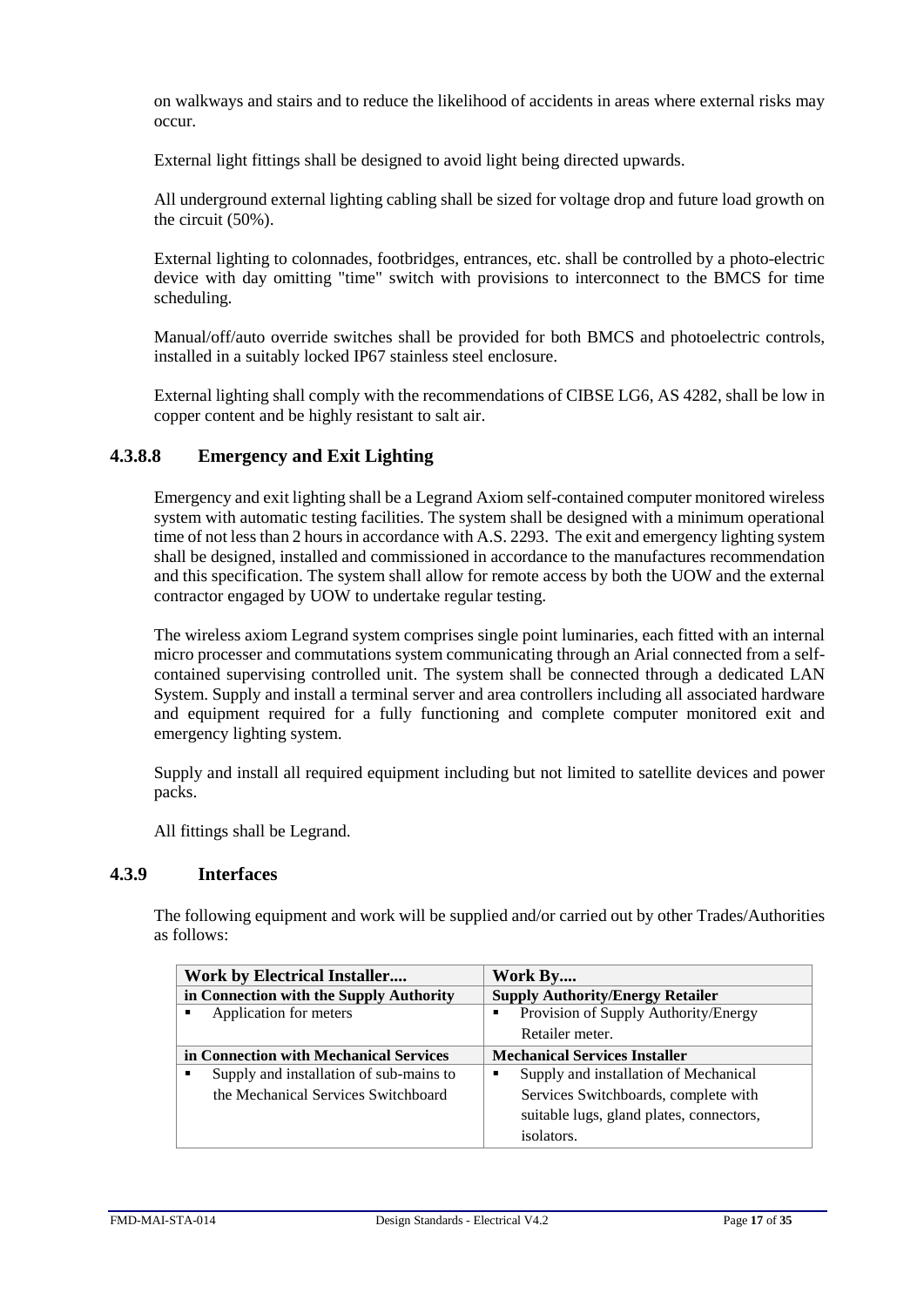on walkways and stairs and to reduce the likelihood of accidents in areas where external risks may occur.

External light fittings shall be designed to avoid light being directed upwards.

All underground external lighting cabling shall be sized for voltage drop and future load growth on the circuit (50%).

External lighting to colonnades, footbridges, entrances, etc. shall be controlled by a photo-electric device with day omitting "time" switch with provisions to interconnect to the BMCS for time scheduling.

Manual/off/auto override switches shall be provided for both BMCS and photoelectric controls, installed in a suitably locked IP67 stainless steel enclosure.

External lighting shall comply with the recommendations of CIBSE LG6, AS 4282, shall be low in copper content and be highly resistant to salt air.

### 4.3.8.8 Emergency and Exit Lighting

Emergency and exit lighting shall be a Legrand Axiom self-contained computer monitored wireless system with automatic testing facilities. The system shall be designed with a minimum operational time of not less than 2 hours in accordance with A.S. 2293. The exit and emergency lighting system shall be designed, installed and commissioned in accordance to the manufactures recommendation and this specification. The system shall allow for remote access by both the UOW and the external contractor engaged by UOW to undertake regular testing.

The wireless axiom Legrand system comprises single point luminaries, each fitted with an internal micro processer and commutations system communicating through an Arial connected from a self-contained supervising controlled unit. The system shall be connected through a dedicated LAN System. Supply and install a terminal server and area controllers including all associated hardware and equipment required for a fully functioning and complete computer monitored exit and emergency lighting system.

Supply and install all required equipment including but not limited to satellite devices and power packs.

All fittings shall be Legrand.

### 4.3.9 Interfaces

The following equipment and work will be supplied and/or carried out by other Trades/Authorities as follows:

| Work by Electrical Installer.... | Work By.... |
|---|---|
| **in Connection with the Supply Authority** | **Supply Authority/Energy Retailer** |
| ▪ Application for meters | ▪ Provision of Supply Authority/Energy Retailer meter. |
| **in Connection with Mechanical Services** | **Mechanical Services Installer** |
| ▪ Supply and installation of sub-mains to the Mechanical Services Switchboard | ▪ Supply and installation of Mechanical Services Switchboards, complete with suitable lugs, gland plates, connectors, isolators. |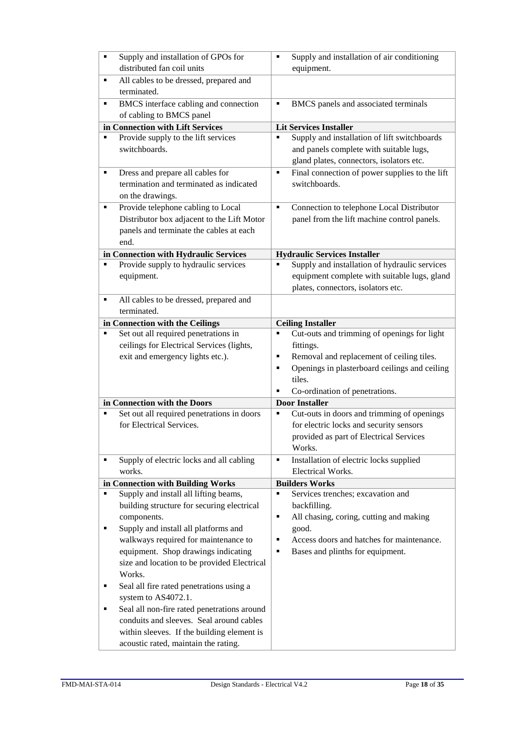| | |
|---|---|
| ▪ Supply and installation of GPOs for distributed fan coil units | ▪ Supply and installation of air conditioning equipment. |
| ▪ All cables to be dressed, prepared and terminated. | |
| ▪ BMCS interface cabling and connection of cabling to BMCS panel | ▪ BMCS panels and associated terminals |
| **in Connection with Lift Services** | **Lit Services Installer** |
| ▪ Provide supply to the lift services switchboards. | ▪ Supply and installation of lift switchboards and panels complete with suitable lugs, gland plates, connectors, isolators etc. |
| ▪ Dress and prepare all cables for termination and terminated as indicated on the drawings. | ▪ Final connection of power supplies to the lift switchboards. |
| ▪ Provide telephone cabling to Local Distributor box adjacent to the Lift Motor panels and terminate the cables at each end. | ▪ Connection to telephone Local Distributor panel from the lift machine control panels. |
| **in Connection with Hydraulic Services** | **Hydraulic Services Installer** |
| ▪ Provide supply to hydraulic services equipment. | ▪ Supply and installation of hydraulic services equipment complete with suitable lugs, gland plates, connectors, isolators etc. |
| ▪ All cables to be dressed, prepared and terminated. | |
| **in Connection with the Ceilings** | **Ceiling Installer** |
| ▪ Set out all required penetrations in ceilings for Electrical Services (lights, exit and emergency lights etc.). | ▪ Cut-outs and trimming of openings for light fittings.<br>▪ Removal and replacement of ceiling tiles.<br>▪ Openings in plasterboard ceilings and ceiling tiles.<br>▪ Co-ordination of penetrations. |
| **in Connection with the Doors** | **Door Installer** |
| ▪ Set out all required penetrations in doors for Electrical Services. | ▪ Cut-outs in doors and trimming of openings for electric locks and security sensors provided as part of Electrical Services Works. |
| ▪ Supply of electric locks and all cabling works. | ▪ Installation of electric locks supplied Electrical Works. |
| **in Connection with Building Works** | **Builders Works** |
| ▪ Supply and install all lifting beams, building structure for securing electrical components.<br>▪ Supply and install all platforms and walkways required for maintenance to equipment. Shop drawings indicating size and location to be provided Electrical Works.<br>▪ Seal all fire rated penetrations using a system to AS4072.1.<br>▪ Seal all non-fire rated penetrations around conduits and sleeves. Seal around cables within sleeves. If the building element is acoustic rated, maintain the rating. | ▪ Services trenches; excavation and backfilling.<br>▪ All chasing, coring, cutting and making good.<br>▪ Access doors and hatches for maintenance.<br>▪ Bases and plinths for equipment. |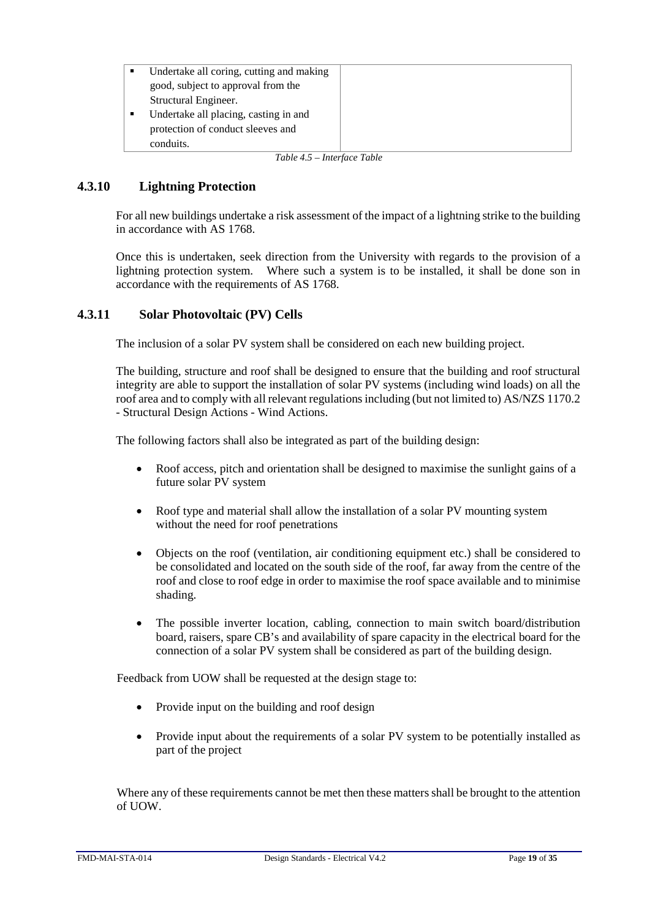| | |
|---|---|
| ▪ Undertake all coring, cutting and making good, subject to approval from the Structural Engineer.<br>▪ Undertake all placing, casting in and protection of conduct sleeves and conduits. | |

*Table 4.5 – Interface Table*

### 4.3.10 Lightning Protection

For all new buildings undertake a risk assessment of the impact of a lightning strike to the building in accordance with AS 1768.

Once this is undertaken, seek direction from the University with regards to the provision of a lightning protection system. Where such a system is to be installed, it shall be done son in accordance with the requirements of AS 1768.

### 4.3.11 Solar Photovoltaic (PV) Cells

The inclusion of a solar PV system shall be considered on each new building project.

The building, structure and roof shall be designed to ensure that the building and roof structural integrity are able to support the installation of solar PV systems (including wind loads) on all the roof area and to comply with all relevant regulations including (but not limited to) AS/NZS 1170.2 - Structural Design Actions - Wind Actions.

The following factors shall also be integrated as part of the building design:

- Roof access, pitch and orientation shall be designed to maximise the sunlight gains of a future solar PV system
- Roof type and material shall allow the installation of a solar PV mounting system without the need for roof penetrations
- Objects on the roof (ventilation, air conditioning equipment etc.) shall be considered to be consolidated and located on the south side of the roof, far away from the centre of the roof and close to roof edge in order to maximise the roof space available and to minimise shading.
- The possible inverter location, cabling, connection to main switch board/distribution board, raisers, spare CB's and availability of spare capacity in the electrical board for the connection of a solar PV system shall be considered as part of the building design.

Feedback from UOW shall be requested at the design stage to:

- Provide input on the building and roof design
- Provide input about the requirements of a solar PV system to be potentially installed as part of the project

Where any of these requirements cannot be met then these matters shall be brought to the attention of UOW.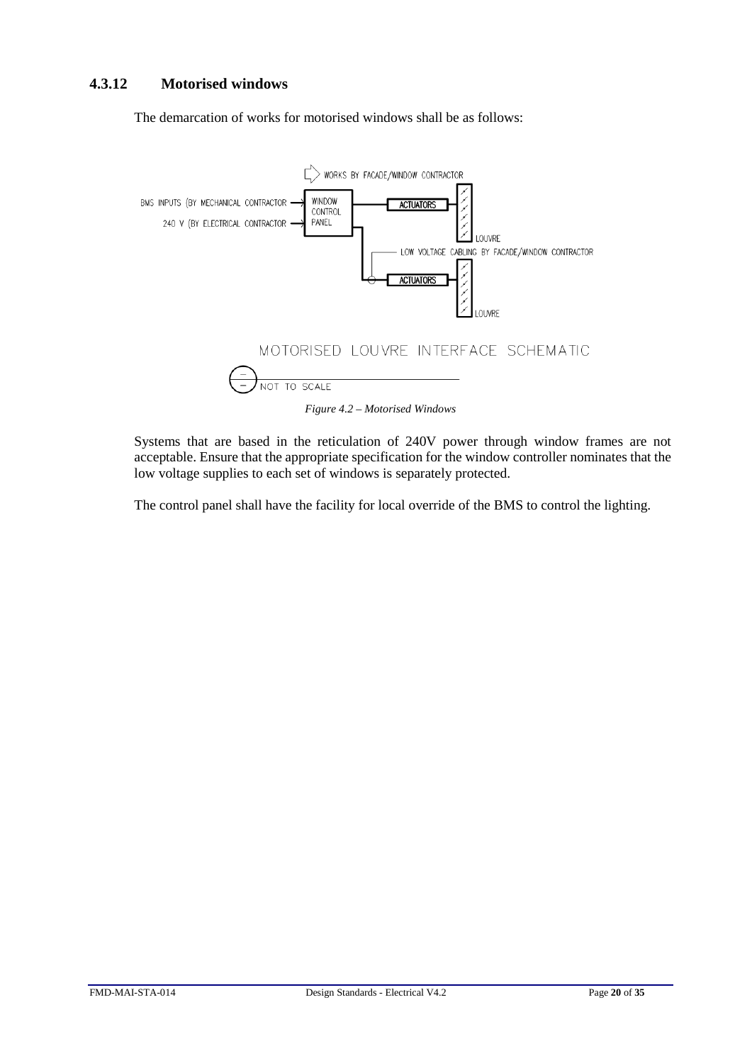### 4.3.12 Motorised windows

The demarcation of works for motorised windows shall be as follows:

*Figure 4.2 – Motorised Windows*

Systems that are based in the reticulation of 240V power through window frames are not acceptable. Ensure that the appropriate specification for the window controller nominates that the low voltage supplies to each set of windows is separately protected.

The control panel shall have the facility for local override of the BMS to control the lighting.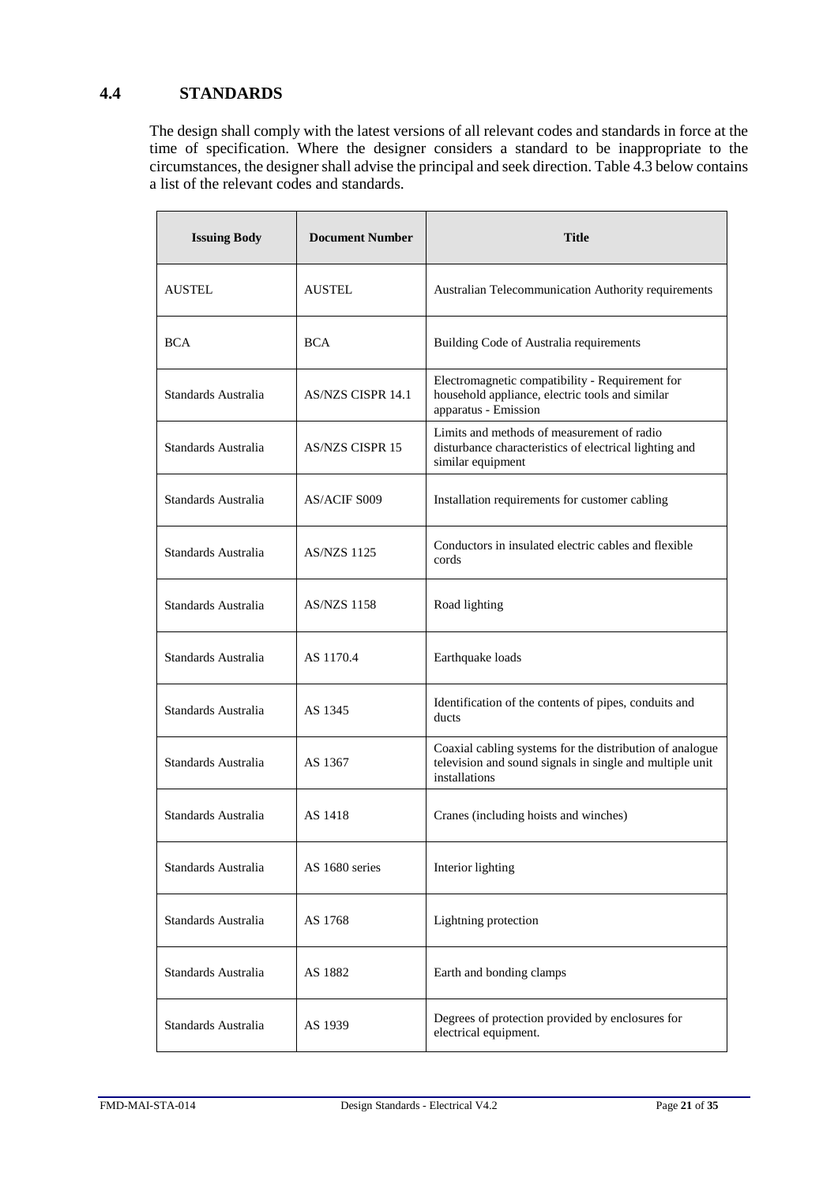## 4.4 STANDARDS

The design shall comply with the latest versions of all relevant codes and standards in force at the time of specification. Where the designer considers a standard to be inappropriate to the circumstances, the designer shall advise the principal and seek direction. Table 4.3 below contains a list of the relevant codes and standards.

| Issuing Body | Document Number | Title |
| --- | --- | --- |
| AUSTEL | AUSTEL | Australian Telecommunication Authority requirements |
| BCA | BCA | Building Code of Australia requirements |
| Standards Australia | AS/NZS CISPR 14.1 | Electromagnetic compatibility - Requirement for household appliance, electric tools and similar apparatus - Emission |
| Standards Australia | AS/NZS CISPR 15 | Limits and methods of measurement of radio disturbance characteristics of electrical lighting and similar equipment |
| Standards Australia | AS/ACIF S009 | Installation requirements for customer cabling |
| Standards Australia | AS/NZS 1125 | Conductors in insulated electric cables and flexible cords |
| Standards Australia | AS/NZS 1158 | Road lighting |
| Standards Australia | AS 1170.4 | Earthquake loads |
| Standards Australia | AS 1345 | Identification of the contents of pipes, conduits and ducts |
| Standards Australia | AS 1367 | Coaxial cabling systems for the distribution of analogue television and sound signals in single and multiple unit installations |
| Standards Australia | AS 1418 | Cranes (including hoists and winches) |
| Standards Australia | AS 1680 series | Interior lighting |
| Standards Australia | AS 1768 | Lightning protection |
| Standards Australia | AS 1882 | Earth and bonding clamps |
| Standards Australia | AS 1939 | Degrees of protection provided by enclosures for electrical equipment. |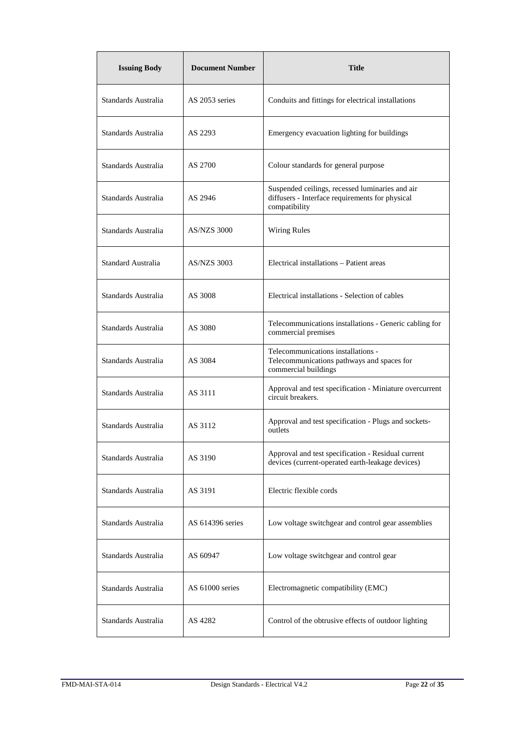| Issuing Body | Document Number | Title |
|---|---|---|
| Standards Australia | AS 2053 series | Conduits and fittings for electrical installations |
| Standards Australia | AS 2293 | Emergency evacuation lighting for buildings |
| Standards Australia | AS 2700 | Colour standards for general purpose |
| Standards Australia | AS 2946 | Suspended ceilings, recessed luminaries and air diffusers - Interface requirements for physical compatibility |
| Standards Australia | AS/NZS 3000 | Wiring Rules |
| Standard Australia | AS/NZS 3003 | Electrical installations – Patient areas |
| Standards Australia | AS 3008 | Electrical installations - Selection of cables |
| Standards Australia | AS 3080 | Telecommunications installations - Generic cabling for commercial premises |
| Standards Australia | AS 3084 | Telecommunications installations - Telecommunications pathways and spaces for commercial buildings |
| Standards Australia | AS 3111 | Approval and test specification - Miniature overcurrent circuit breakers. |
| Standards Australia | AS 3112 | Approval and test specification - Plugs and sockets-outlets |
| Standards Australia | AS 3190 | Approval and test specification - Residual current devices (current-operated earth-leakage devices) |
| Standards Australia | AS 3191 | Electric flexible cords |
| Standards Australia | AS 614396 series | Low voltage switchgear and control gear assemblies |
| Standards Australia | AS 60947 | Low voltage switchgear and control gear |
| Standards Australia | AS 61000 series | Electromagnetic compatibility (EMC) |
| Standards Australia | AS 4282 | Control of the obtrusive effects of outdoor lighting |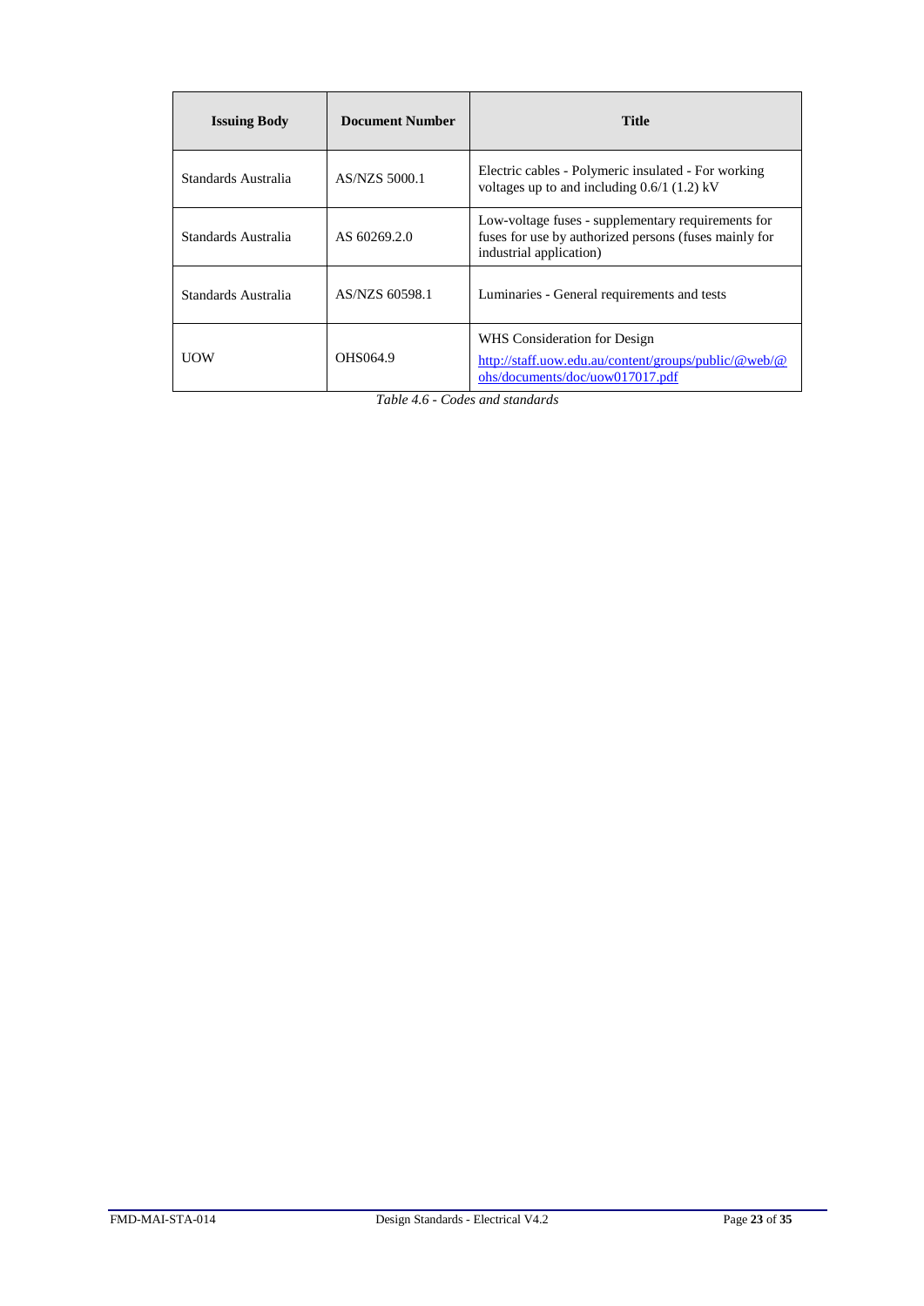| Issuing Body | Document Number | Title |
|---|---|---|
| Standards Australia | AS/NZS 5000.1 | Electric cables - Polymeric insulated - For working voltages up to and including 0.6/1 (1.2) kV |
| Standards Australia | AS 60269.2.0 | Low-voltage fuses - supplementary requirements for fuses for use by authorized persons (fuses mainly for industrial application) |
| Standards Australia | AS/NZS 60598.1 | Luminaries - General requirements and tests |
| UOW | OHS064.9 | WHS Consideration for Design [http://staff.uow.edu.au/content/groups/public/@web/@ohs/documents/doc/uow017017.pdf](http://staff.uow.edu.au/content/groups/public/@web/@ohs/documents/doc/uow017017.pdf) |

*Table 4.6 - Codes and standards*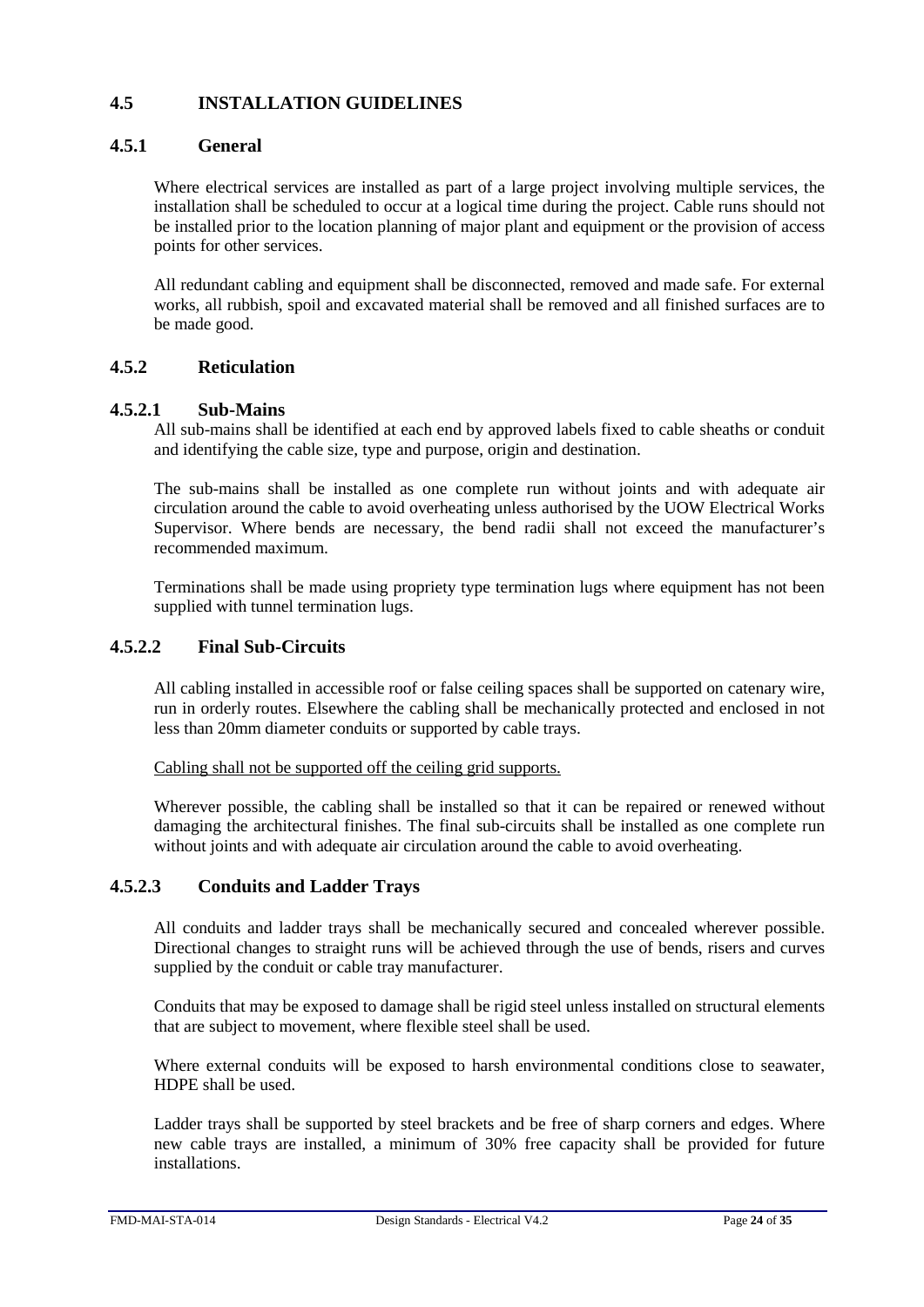## 4.5 INSTALLATION GUIDELINES

### 4.5.1 General

Where electrical services are installed as part of a large project involving multiple services, the installation shall be scheduled to occur at a logical time during the project. Cable runs should not be installed prior to the location planning of major plant and equipment or the provision of access points for other services.

All redundant cabling and equipment shall be disconnected, removed and made safe. For external works, all rubbish, spoil and excavated material shall be removed and all finished surfaces are to be made good.

### 4.5.2 Reticulation

#### 4.5.2.1 Sub-Mains

All sub-mains shall be identified at each end by approved labels fixed to cable sheaths or conduit and identifying the cable size, type and purpose, origin and destination.

The sub-mains shall be installed as one complete run without joints and with adequate air circulation around the cable to avoid overheating unless authorised by the UOW Electrical Works Supervisor. Where bends are necessary, the bend radii shall not exceed the manufacturer's recommended maximum.

Terminations shall be made using propriety type termination lugs where equipment has not been supplied with tunnel termination lugs.

#### 4.5.2.2 Final Sub-Circuits

All cabling installed in accessible roof or false ceiling spaces shall be supported on catenary wire, run in orderly routes. Elsewhere the cabling shall be mechanically protected and enclosed in not less than 20mm diameter conduits or supported by cable trays.

<u>Cabling shall not be supported off the ceiling grid supports.</u>

Wherever possible, the cabling shall be installed so that it can be repaired or renewed without damaging the architectural finishes. The final sub-circuits shall be installed as one complete run without joints and with adequate air circulation around the cable to avoid overheating.

#### 4.5.2.3 Conduits and Ladder Trays

All conduits and ladder trays shall be mechanically secured and concealed wherever possible. Directional changes to straight runs will be achieved through the use of bends, risers and curves supplied by the conduit or cable tray manufacturer.

Conduits that may be exposed to damage shall be rigid steel unless installed on structural elements that are subject to movement, where flexible steel shall be used.

Where external conduits will be exposed to harsh environmental conditions close to seawater, HDPE shall be used.

Ladder trays shall be supported by steel brackets and be free of sharp corners and edges. Where new cable trays are installed, a minimum of 30% free capacity shall be provided for future installations.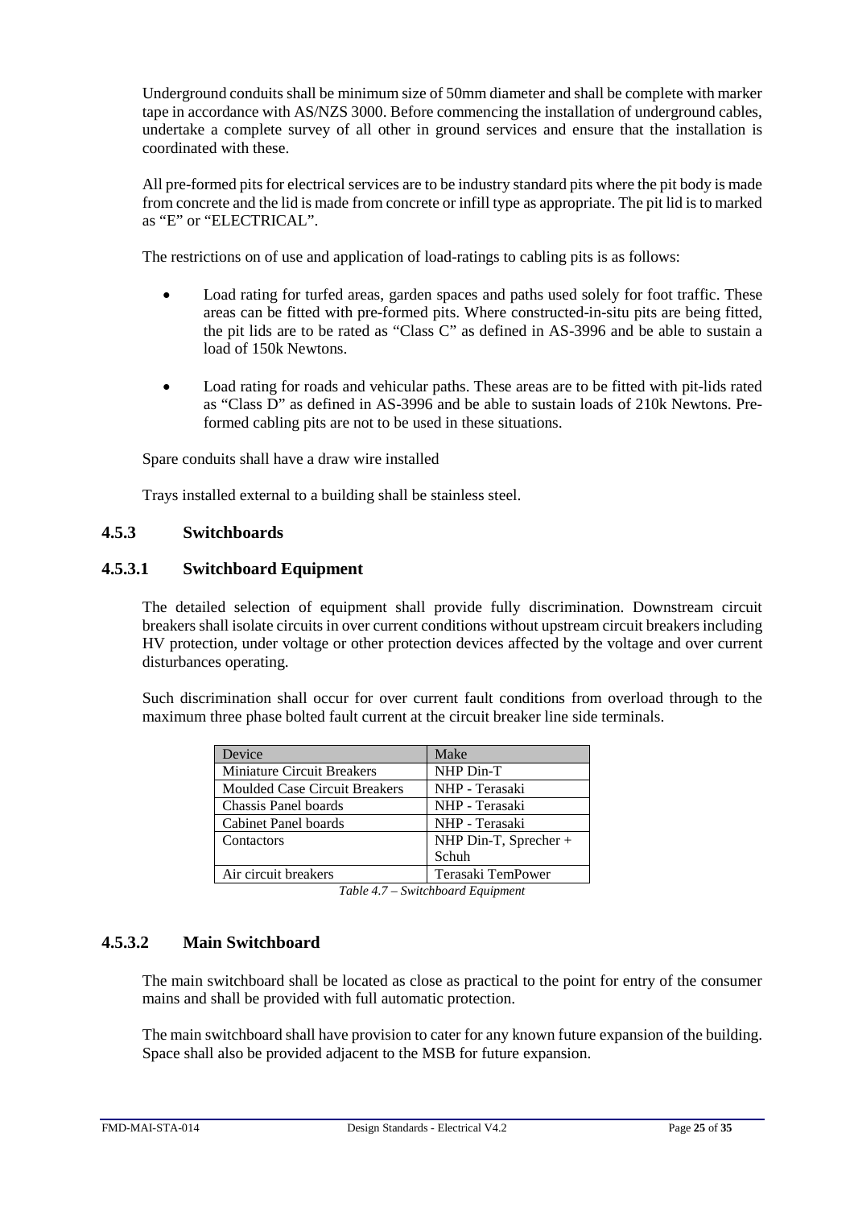Underground conduits shall be minimum size of 50mm diameter and shall be complete with marker tape in accordance with AS/NZS 3000. Before commencing the installation of underground cables, undertake a complete survey of all other in ground services and ensure that the installation is coordinated with these.

All pre-formed pits for electrical services are to be industry standard pits where the pit body is made from concrete and the lid is made from concrete or infill type as appropriate. The pit lid is to marked as "E" or "ELECTRICAL".

The restrictions on of use and application of load-ratings to cabling pits is as follows:

- Load rating for turfed areas, garden spaces and paths used solely for foot traffic. These areas can be fitted with pre-formed pits. Where constructed-in-situ pits are being fitted, the pit lids are to be rated as "Class C" as defined in AS-3996 and be able to sustain a load of 150k Newtons.

- Load rating for roads and vehicular paths. These areas are to be fitted with pit-lids rated as "Class D" as defined in AS-3996 and be able to sustain loads of 210k Newtons. Pre-formed cabling pits are not to be used in these situations.

Spare conduits shall have a draw wire installed

Trays installed external to a building shall be stainless steel.

### 4.5.3 Switchboards

#### 4.5.3.1 Switchboard Equipment

The detailed selection of equipment shall provide fully discrimination. Downstream circuit breakers shall isolate circuits in over current conditions without upstream circuit breakers including HV protection, under voltage or other protection devices affected by the voltage and over current disturbances operating.

Such discrimination shall occur for over current fault conditions from overload through to the maximum three phase bolted fault current at the circuit breaker line side terminals.

| Device | Make |
|---|---|
| Miniature Circuit Breakers | NHP Din-T |
| Moulded Case Circuit Breakers | NHP - Terasaki |
| Chassis Panel boards | NHP - Terasaki |
| Cabinet Panel boards | NHP - Terasaki |
| Contactors | NHP Din-T, Sprecher + Schuh |
| Air circuit breakers | Terasaki TemPower |

*Table 4.7 – Switchboard Equipment*

#### 4.5.3.2 Main Switchboard

The main switchboard shall be located as close as practical to the point for entry of the consumer mains and shall be provided with full automatic protection.

The main switchboard shall have provision to cater for any known future expansion of the building. Space shall also be provided adjacent to the MSB for future expansion.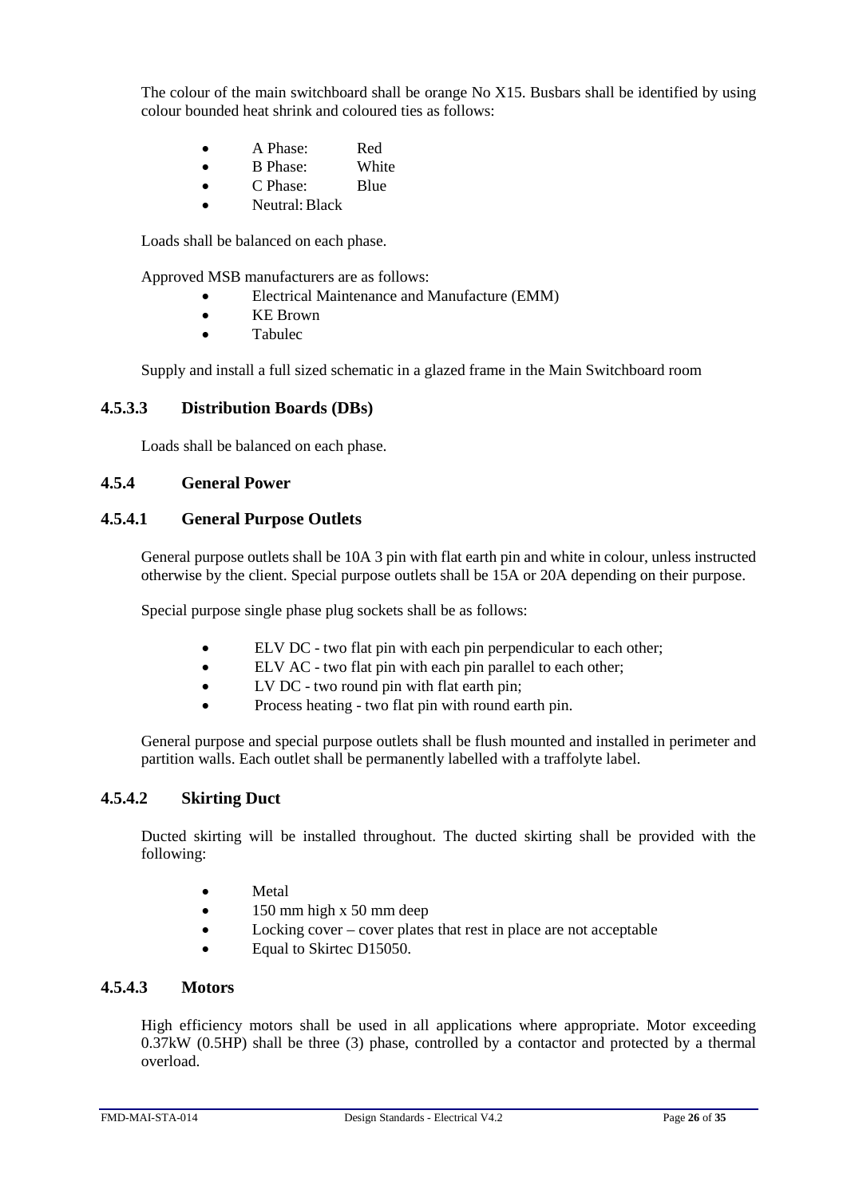The colour of the main switchboard shall be orange No X15. Busbars shall be identified by using colour bounded heat shrink and coloured ties as follows:

- A Phase: Red
- B Phase: White
- C Phase: Blue
- Neutral: Black

Loads shall be balanced on each phase.

Approved MSB manufacturers are as follows:

- Electrical Maintenance and Manufacture (EMM)
- KE Brown
- Tabulec

Supply and install a full sized schematic in a glazed frame in the Main Switchboard room

#### 4.5.3.3 Distribution Boards (DBs)

Loads shall be balanced on each phase.

### 4.5.4 General Power

#### 4.5.4.1 General Purpose Outlets

General purpose outlets shall be 10A 3 pin with flat earth pin and white in colour, unless instructed otherwise by the client. Special purpose outlets shall be 15A or 20A depending on their purpose.

Special purpose single phase plug sockets shall be as follows:

- ELV DC - two flat pin with each pin perpendicular to each other;
- ELV AC - two flat pin with each pin parallel to each other;
- LV DC - two round pin with flat earth pin;
- Process heating - two flat pin with round earth pin.

General purpose and special purpose outlets shall be flush mounted and installed in perimeter and partition walls. Each outlet shall be permanently labelled with a traffolyte label.

#### 4.5.4.2 Skirting Duct

Ducted skirting will be installed throughout. The ducted skirting shall be provided with the following:

- Metal
- 150 mm high x 50 mm deep
- Locking cover – cover plates that rest in place are not acceptable
- Equal to Skirtec D15050.

#### 4.5.4.3 Motors

High efficiency motors shall be used in all applications where appropriate. Motor exceeding 0.37kW (0.5HP) shall be three (3) phase, controlled by a contactor and protected by a thermal overload.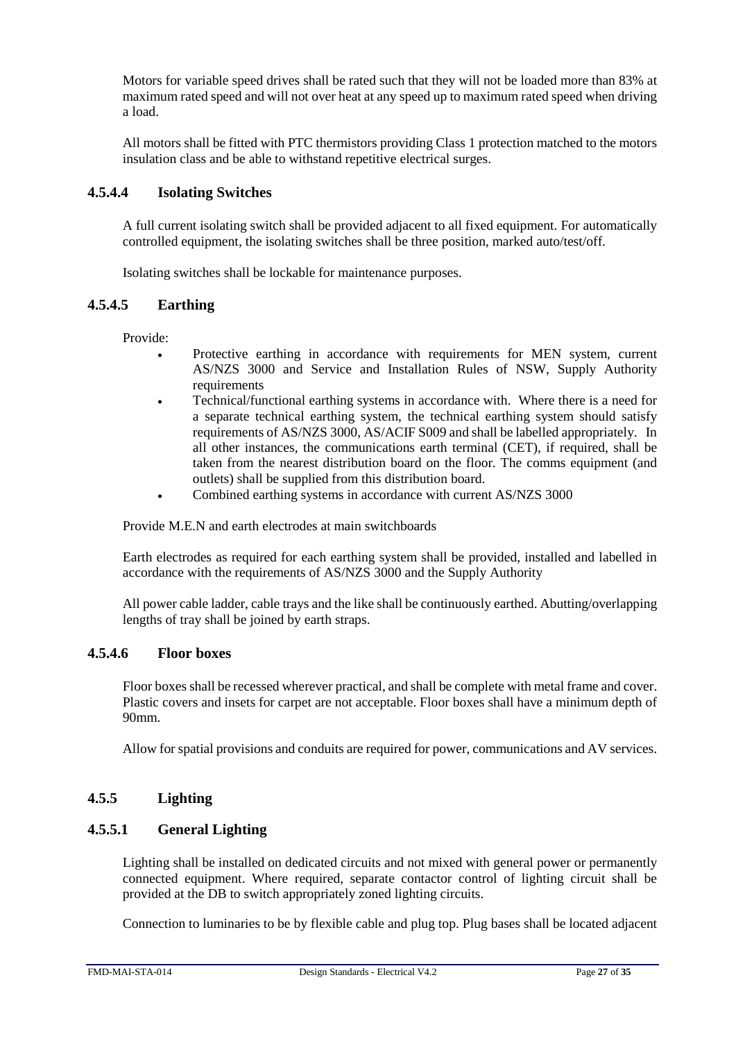Motors for variable speed drives shall be rated such that they will not be loaded more than 83% at maximum rated speed and will not over heat at any speed up to maximum rated speed when driving a load.

All motors shall be fitted with PTC thermistors providing Class 1 protection matched to the motors insulation class and be able to withstand repetitive electrical surges.

#### 4.5.4.4 Isolating Switches

A full current isolating switch shall be provided adjacent to all fixed equipment. For automatically controlled equipment, the isolating switches shall be three position, marked auto/test/off.

Isolating switches shall be lockable for maintenance purposes.

#### 4.5.4.5 Earthing

Provide:

- Protective earthing in accordance with requirements for MEN system, current AS/NZS 3000 and Service and Installation Rules of NSW, Supply Authority requirements
- Technical/functional earthing systems in accordance with. Where there is a need for a separate technical earthing system, the technical earthing system should satisfy requirements of AS/NZS 3000, AS/ACIF S009 and shall be labelled appropriately. In all other instances, the communications earth terminal (CET), if required, shall be taken from the nearest distribution board on the floor. The comms equipment (and outlets) shall be supplied from this distribution board.
- Combined earthing systems in accordance with current AS/NZS 3000

Provide M.E.N and earth electrodes at main switchboards

Earth electrodes as required for each earthing system shall be provided, installed and labelled in accordance with the requirements of AS/NZS 3000 and the Supply Authority

All power cable ladder, cable trays and the like shall be continuously earthed. Abutting/overlapping lengths of tray shall be joined by earth straps.

#### 4.5.4.6 Floor boxes

Floor boxes shall be recessed wherever practical, and shall be complete with metal frame and cover. Plastic covers and insets for carpet are not acceptable. Floor boxes shall have a minimum depth of 90mm.

Allow for spatial provisions and conduits are required for power, communications and AV services.

### 4.5.5 Lighting

#### 4.5.5.1 General Lighting

Lighting shall be installed on dedicated circuits and not mixed with general power or permanently connected equipment. Where required, separate contactor control of lighting circuit shall be provided at the DB to switch appropriately zoned lighting circuits.

Connection to luminaries to be by flexible cable and plug top. Plug bases shall be located adjacent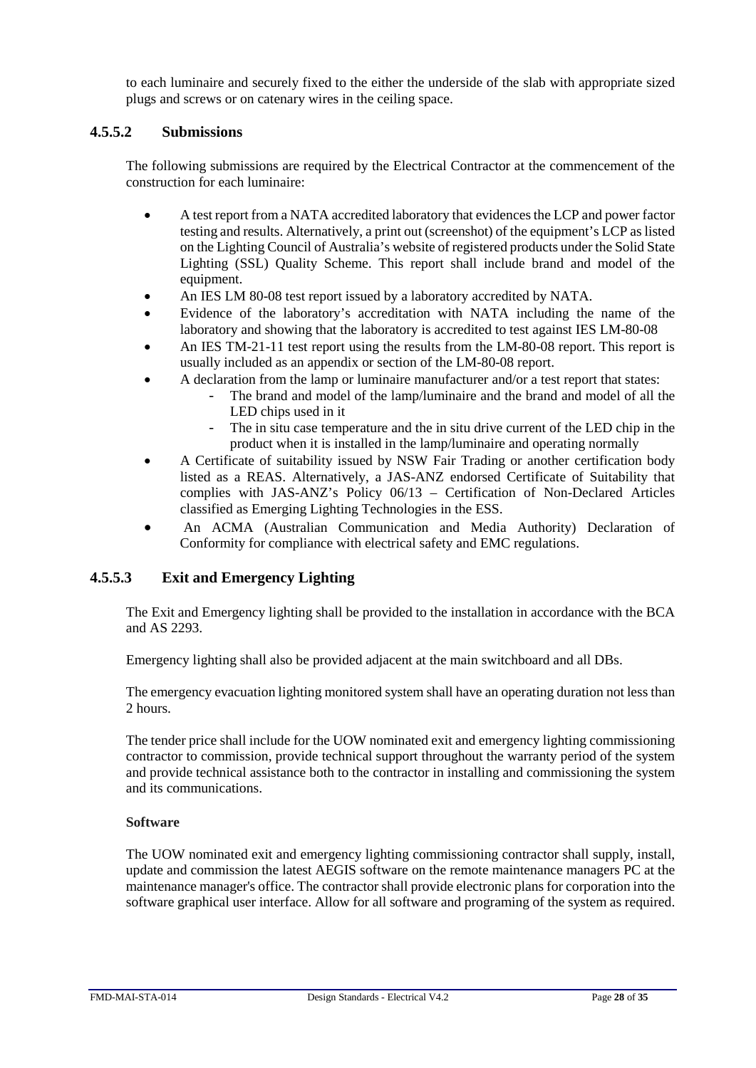to each luminaire and securely fixed to the either the underside of the slab with appropriate sized plugs and screws or on catenary wires in the ceiling space.

#### 4.5.5.2 Submissions

The following submissions are required by the Electrical Contractor at the commencement of the construction for each luminaire:

- A test report from a NATA accredited laboratory that evidences the LCP and power factor testing and results. Alternatively, a print out (screenshot) of the equipment's LCP as listed on the Lighting Council of Australia's website of registered products under the Solid State Lighting (SSL) Quality Scheme. This report shall include brand and model of the equipment.
- An IES LM 80-08 test report issued by a laboratory accredited by NATA.
- Evidence of the laboratory's accreditation with NATA including the name of the laboratory and showing that the laboratory is accredited to test against IES LM-80-08
- An IES TM-21-11 test report using the results from the LM-80-08 report. This report is usually included as an appendix or section of the LM-80-08 report.
- A declaration from the lamp or luminaire manufacturer and/or a test report that states:
  - The brand and model of the lamp/luminaire and the brand and model of all the LED chips used in it
  - The in situ case temperature and the in situ drive current of the LED chip in the product when it is installed in the lamp/luminaire and operating normally
- A Certificate of suitability issued by NSW Fair Trading or another certification body listed as a REAS. Alternatively, a JAS-ANZ endorsed Certificate of Suitability that complies with JAS-ANZ's Policy 06/13 – Certification of Non-Declared Articles classified as Emerging Lighting Technologies in the ESS.
- An ACMA (Australian Communication and Media Authority) Declaration of Conformity for compliance with electrical safety and EMC regulations.

#### 4.5.5.3 Exit and Emergency Lighting

The Exit and Emergency lighting shall be provided to the installation in accordance with the BCA and AS 2293.

Emergency lighting shall also be provided adjacent at the main switchboard and all DBs.

The emergency evacuation lighting monitored system shall have an operating duration not less than 2 hours.

The tender price shall include for the UOW nominated exit and emergency lighting commissioning contractor to commission, provide technical support throughout the warranty period of the system and provide technical assistance both to the contractor in installing and commissioning the system and its communications.

**Software**

The UOW nominated exit and emergency lighting commissioning contractor shall supply, install, update and commission the latest AEGIS software on the remote maintenance managers PC at the maintenance manager's office. The contractor shall provide electronic plans for corporation into the software graphical user interface. Allow for all software and programing of the system as required.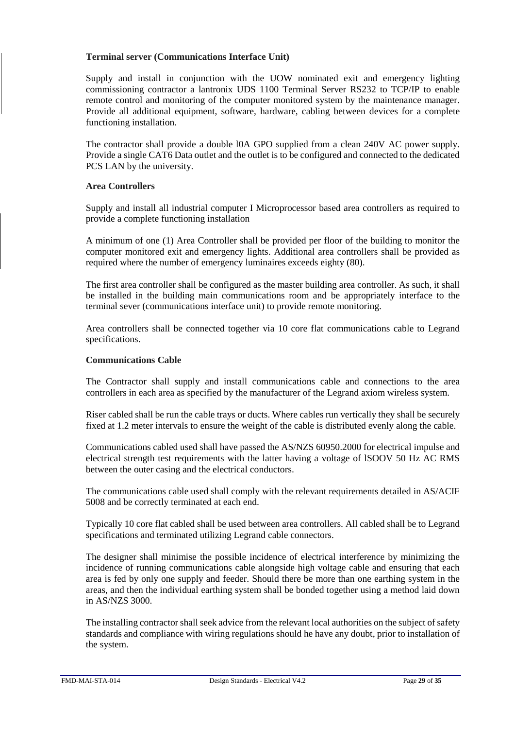**Terminal server (Communications Interface Unit)**

Supply and install in conjunction with the UOW nominated exit and emergency lighting commissioning contractor a lantronix UDS 1100 Terminal Server RS232 to TCP/IP to enable remote control and monitoring of the computer monitored system by the maintenance manager. Provide all additional equipment, software, hardware, cabling between devices for a complete functioning installation.

The contractor shall provide a double l0A GPO supplied from a clean 240V AC power supply. Provide a single CAT6 Data outlet and the outlet is to be configured and connected to the dedicated PCS LAN by the university.

**Area Controllers**

Supply and install all industrial computer I Microprocessor based area controllers as required to provide a complete functioning installation

A minimum of one (1) Area Controller shall be provided per floor of the building to monitor the computer monitored exit and emergency lights. Additional area controllers shall be provided as required where the number of emergency luminaires exceeds eighty (80).

The first area controller shall be configured as the master building area controller. As such, it shall be installed in the building main communications room and be appropriately interface to the terminal sever (communications interface unit) to provide remote monitoring.

Area controllers shall be connected together via 10 core flat communications cable to Legrand specifications.

**Communications Cable**

The Contractor shall supply and install communications cable and connections to the area controllers in each area as specified by the manufacturer of the Legrand axiom wireless system.

Riser cabled shall be run the cable trays or ducts. Where cables run vertically they shall be securely fixed at 1.2 meter intervals to ensure the weight of the cable is distributed evenly along the cable.

Communications cabled used shall have passed the AS/NZS 60950.2000 for electrical impulse and electrical strength test requirements with the latter having a voltage of lSOOV 50 Hz AC RMS between the outer casing and the electrical conductors.

The communications cable used shall comply with the relevant requirements detailed in AS/ACIF 5008 and be correctly terminated at each end.

Typically 10 core flat cabled shall be used between area controllers. All cabled shall be to Legrand specifications and terminated utilizing Legrand cable connectors.

The designer shall minimise the possible incidence of electrical interference by minimizing the incidence of running communications cable alongside high voltage cable and ensuring that each area is fed by only one supply and feeder. Should there be more than one earthing system in the areas, and then the individual earthing system shall be bonded together using a method laid down in AS/NZS 3000.

The installing contractor shall seek advice from the relevant local authorities on the subject of safety standards and compliance with wiring regulations should he have any doubt, prior to installation of the system.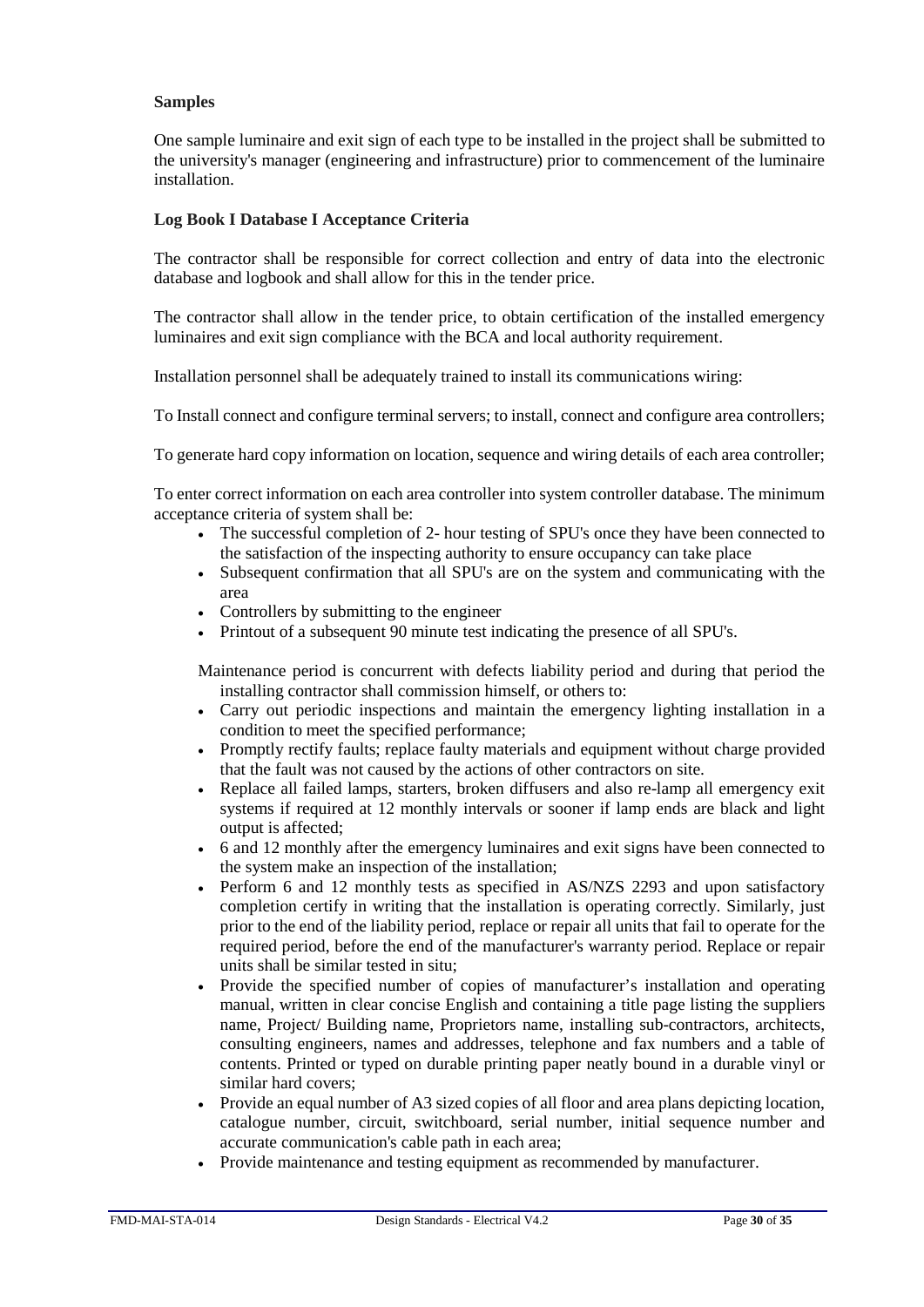**Samples**

One sample luminaire and exit sign of each type to be installed in the project shall be submitted to the university's manager (engineering and infrastructure) prior to commencement of the luminaire installation.

**Log Book I Database I Acceptance Criteria**

The contractor shall be responsible for correct collection and entry of data into the electronic database and logbook and shall allow for this in the tender price.

The contractor shall allow in the tender price, to obtain certification of the installed emergency luminaires and exit sign compliance with the BCA and local authority requirement.

Installation personnel shall be adequately trained to install its communications wiring:

To Install connect and configure terminal servers; to install, connect and configure area controllers;

To generate hard copy information on location, sequence and wiring details of each area controller;

To enter correct information on each area controller into system controller database. The minimum acceptance criteria of system shall be:

- The successful completion of 2- hour testing of SPU's once they have been connected to the satisfaction of the inspecting authority to ensure occupancy can take place
- Subsequent confirmation that all SPU's are on the system and communicating with the area
- Controllers by submitting to the engineer
- Printout of a subsequent 90 minute test indicating the presence of all SPU's.

Maintenance period is concurrent with defects liability period and during that period the installing contractor shall commission himself, or others to:

- Carry out periodic inspections and maintain the emergency lighting installation in a condition to meet the specified performance;
- Promptly rectify faults; replace faulty materials and equipment without charge provided that the fault was not caused by the actions of other contractors on site.
- Replace all failed lamps, starters, broken diffusers and also re-lamp all emergency exit systems if required at 12 monthly intervals or sooner if lamp ends are black and light output is affected;
- 6 and 12 monthly after the emergency luminaires and exit signs have been connected to the system make an inspection of the installation;
- Perform 6 and 12 monthly tests as specified in AS/NZS 2293 and upon satisfactory completion certify in writing that the installation is operating correctly. Similarly, just prior to the end of the liability period, replace or repair all units that fail to operate for the required period, before the end of the manufacturer's warranty period. Replace or repair units shall be similar tested in situ;
- Provide the specified number of copies of manufacturer's installation and operating manual, written in clear concise English and containing a title page listing the suppliers name, Project/ Building name, Proprietors name, installing sub-contractors, architects, consulting engineers, names and addresses, telephone and fax numbers and a table of contents. Printed or typed on durable printing paper neatly bound in a durable vinyl or similar hard covers;
- Provide an equal number of A3 sized copies of all floor and area plans depicting location, catalogue number, circuit, switchboard, serial number, initial sequence number and accurate communication's cable path in each area;
- Provide maintenance and testing equipment as recommended by manufacturer.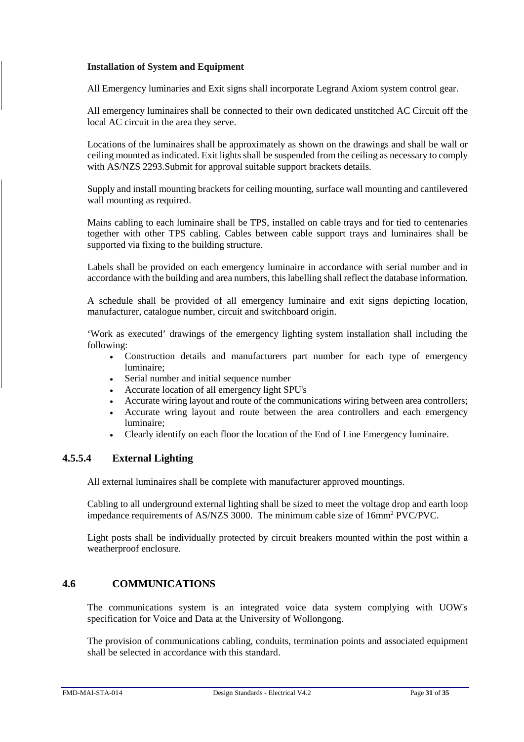**Installation of System and Equipment**

All Emergency luminaries and Exit signs shall incorporate Legrand Axiom system control gear.

All emergency luminaires shall be connected to their own dedicated unstitched AC Circuit off the local AC circuit in the area they serve.

Locations of the luminaires shall be approximately as shown on the drawings and shall be wall or ceiling mounted as indicated. Exit lights shall be suspended from the ceiling as necessary to comply with AS/NZS 2293.Submit for approval suitable support brackets details.

Supply and install mounting brackets for ceiling mounting, surface wall mounting and cantilevered wall mounting as required.

Mains cabling to each luminaire shall be TPS, installed on cable trays and for tied to centenaries together with other TPS cabling. Cables between cable support trays and luminaires shall be supported via fixing to the building structure.

Labels shall be provided on each emergency luminaire in accordance with serial number and in accordance with the building and area numbers, this labelling shall reflect the database information.

A schedule shall be provided of all emergency luminaire and exit signs depicting location, manufacturer, catalogue number, circuit and switchboard origin.

'Work as executed' drawings of the emergency lighting system installation shall including the following:

- Construction details and manufacturers part number for each type of emergency luminaire;
- Serial number and initial sequence number
- Accurate location of all emergency light SPU's
- Accurate wiring layout and route of the communications wiring between area controllers;
- Accurate wring layout and route between the area controllers and each emergency luminaire;
- Clearly identify on each floor the location of the End of Line Emergency luminaire.

### 4.5.5.4 External Lighting

All external luminaires shall be complete with manufacturer approved mountings.

Cabling to all underground external lighting shall be sized to meet the voltage drop and earth loop impedance requirements of AS/NZS 3000. The minimum cable size of 16mm$^2$ PVC/PVC.

Light posts shall be individually protected by circuit breakers mounted within the post within a weatherproof enclosure.

## 4.6 COMMUNICATIONS

The communications system is an integrated voice data system complying with UOW's specification for Voice and Data at the University of Wollongong.

The provision of communications cabling, conduits, termination points and associated equipment shall be selected in accordance with this standard.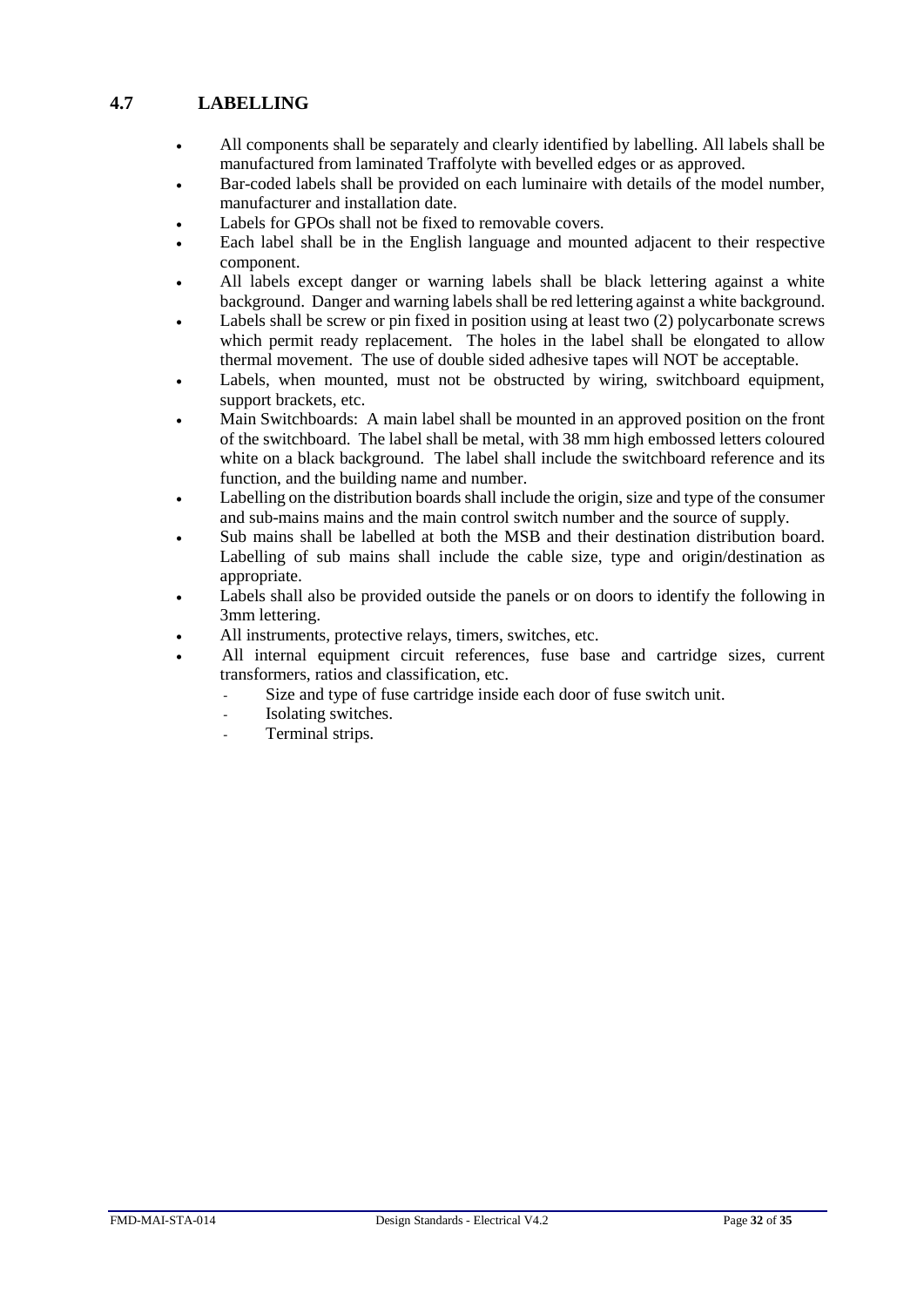## 4.7 LABELLING

- All components shall be separately and clearly identified by labelling. All labels shall be manufactured from laminated Traffolyte with bevelled edges or as approved.
- Bar-coded labels shall be provided on each luminaire with details of the model number, manufacturer and installation date.
- Labels for GPOs shall not be fixed to removable covers.
- Each label shall be in the English language and mounted adjacent to their respective component.
- All labels except danger or warning labels shall be black lettering against a white background. Danger and warning labels shall be red lettering against a white background.
- Labels shall be screw or pin fixed in position using at least two (2) polycarbonate screws which permit ready replacement. The holes in the label shall be elongated to allow thermal movement. The use of double sided adhesive tapes will NOT be acceptable.
- Labels, when mounted, must not be obstructed by wiring, switchboard equipment, support brackets, etc.
- Main Switchboards: A main label shall be mounted in an approved position on the front of the switchboard. The label shall be metal, with 38 mm high embossed letters coloured white on a black background. The label shall include the switchboard reference and its function, and the building name and number.
- Labelling on the distribution boards shall include the origin, size and type of the consumer and sub-mains mains and the main control switch number and the source of supply.
- Sub mains shall be labelled at both the MSB and their destination distribution board. Labelling of sub mains shall include the cable size, type and origin/destination as appropriate.
- Labels shall also be provided outside the panels or on doors to identify the following in 3mm lettering.
- All instruments, protective relays, timers, switches, etc.
- All internal equipment circuit references, fuse base and cartridge sizes, current transformers, ratios and classification, etc.
  - Size and type of fuse cartridge inside each door of fuse switch unit.
  - Isolating switches.
  - Terminal strips.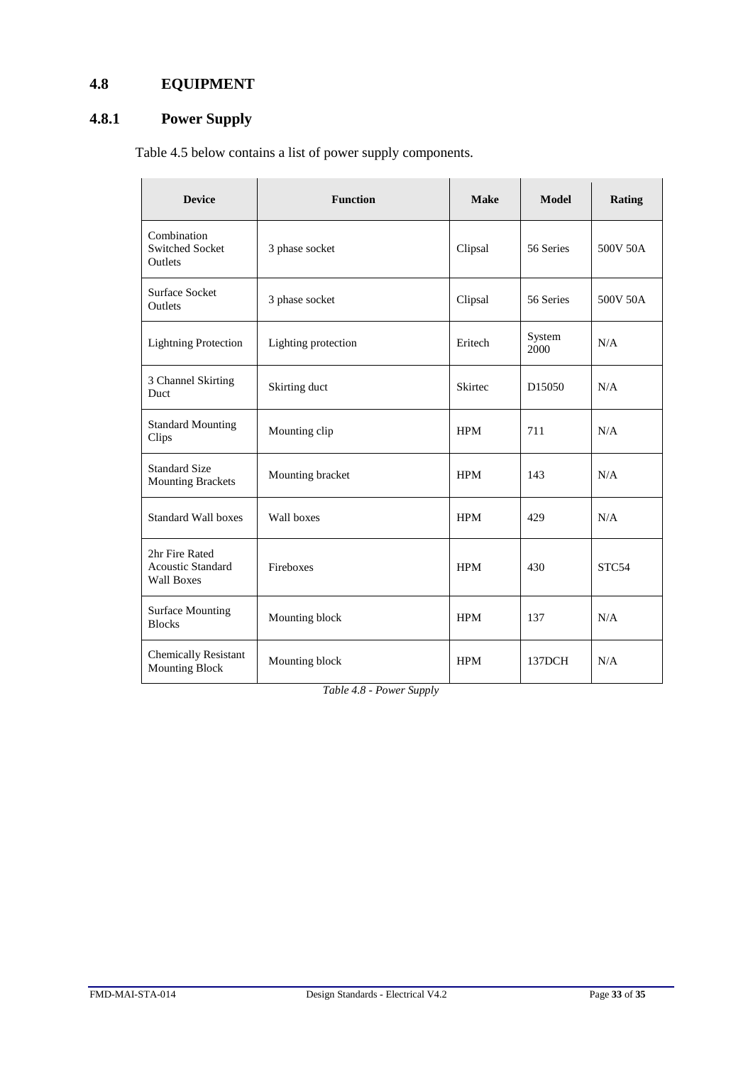## 4.8 EQUIPMENT

### 4.8.1 Power Supply

Table 4.5 below contains a list of power supply components.

| Device | Function | Make | Model | Rating |
|---|---|---|---|---|
| Combination Switched Socket Outlets | 3 phase socket | Clipsal | 56 Series | 500V 50A |
| Surface Socket Outlets | 3 phase socket | Clipsal | 56 Series | 500V 50A |
| Lightning Protection | Lighting protection | Eritech | System 2000 | N/A |
| 3 Channel Skirting Duct | Skirting duct | Skirtec | D15050 | N/A |
| Standard Mounting Clips | Mounting clip | HPM | 711 | N/A |
| Standard Size Mounting Brackets | Mounting bracket | HPM | 143 | N/A |
| Standard Wall boxes | Wall boxes | HPM | 429 | N/A |
| 2hr Fire Rated Acoustic Standard Wall Boxes | Fireboxes | HPM | 430 | STC54 |
| Surface Mounting Blocks | Mounting block | HPM | 137 | N/A |
| Chemically Resistant Mounting Block | Mounting block | HPM | 137DCH | N/A |

*Table 4.8 - Power Supply*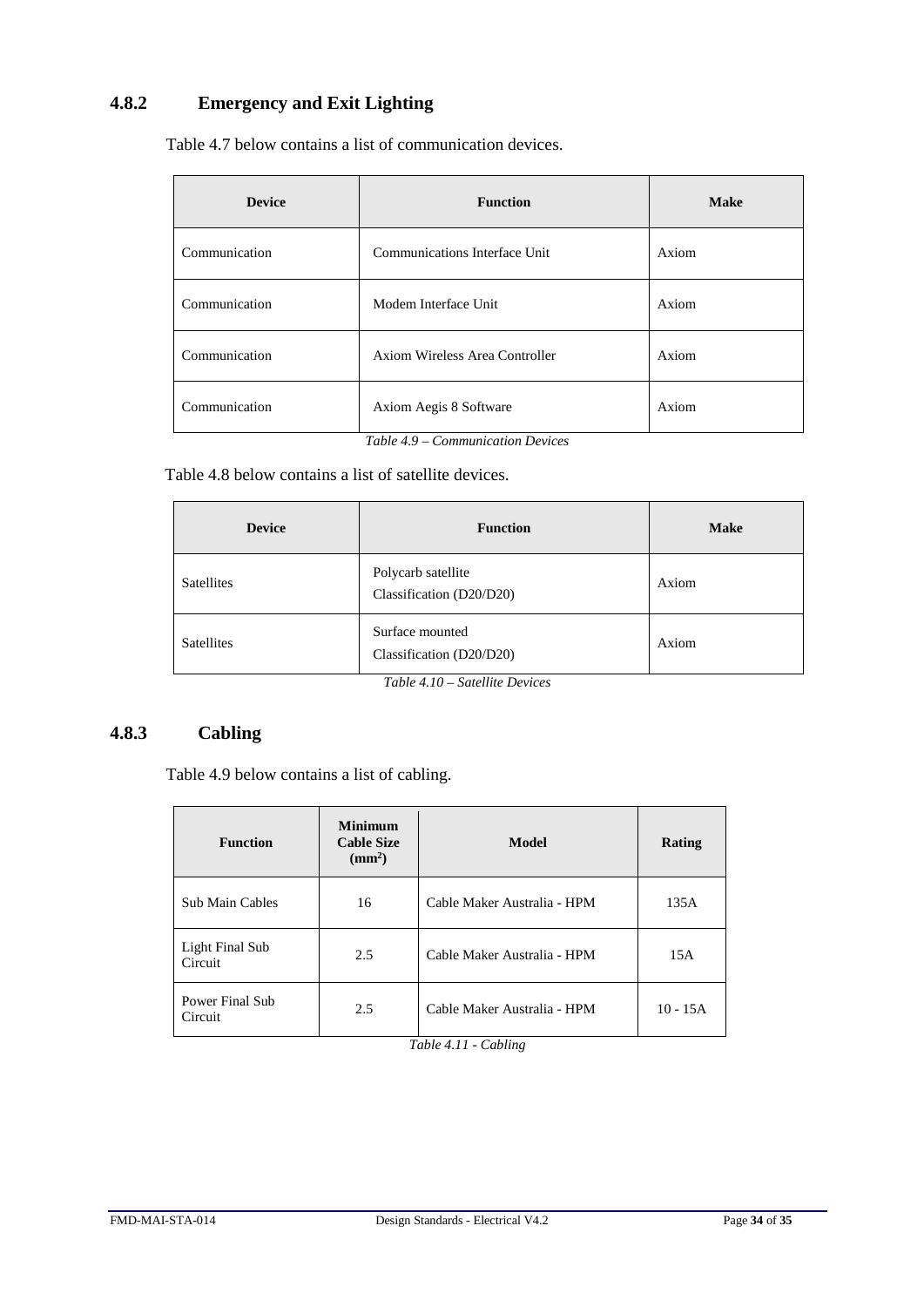### 4.8.2 Emergency and Exit Lighting

Table 4.7 below contains a list of communication devices.

| Device | Function | Make |
|---|---|---|
| Communication | Communications Interface Unit | Axiom |
| Communication | Modem Interface Unit | Axiom |
| Communication | Axiom Wireless Area Controller | Axiom |
| Communication | Axiom Aegis 8 Software | Axiom |

*Table 4.9 – Communication Devices*

Table 4.8 below contains a list of satellite devices.

| Device | Function | Make |
|---|---|---|
| Satellites | Polycarb satellite Classification (D20/D20) | Axiom |
| Satellites | Surface mounted Classification (D20/D20) | Axiom |

*Table 4.10 – Satellite Devices*

### 4.8.3 Cabling

Table 4.9 below contains a list of cabling.

| Function | Minimum Cable Size ($mm^2$) | Model | Rating |
|---|---|---|---|
| Sub Main Cables | 16 | Cable Maker Australia - HPM | 135A |
| Light Final Sub Circuit | 2.5 | Cable Maker Australia - HPM | 15A |
| Power Final Sub Circuit | 2.5 | Cable Maker Australia - HPM | 10 - 15A |

*Table 4.11 - Cabling*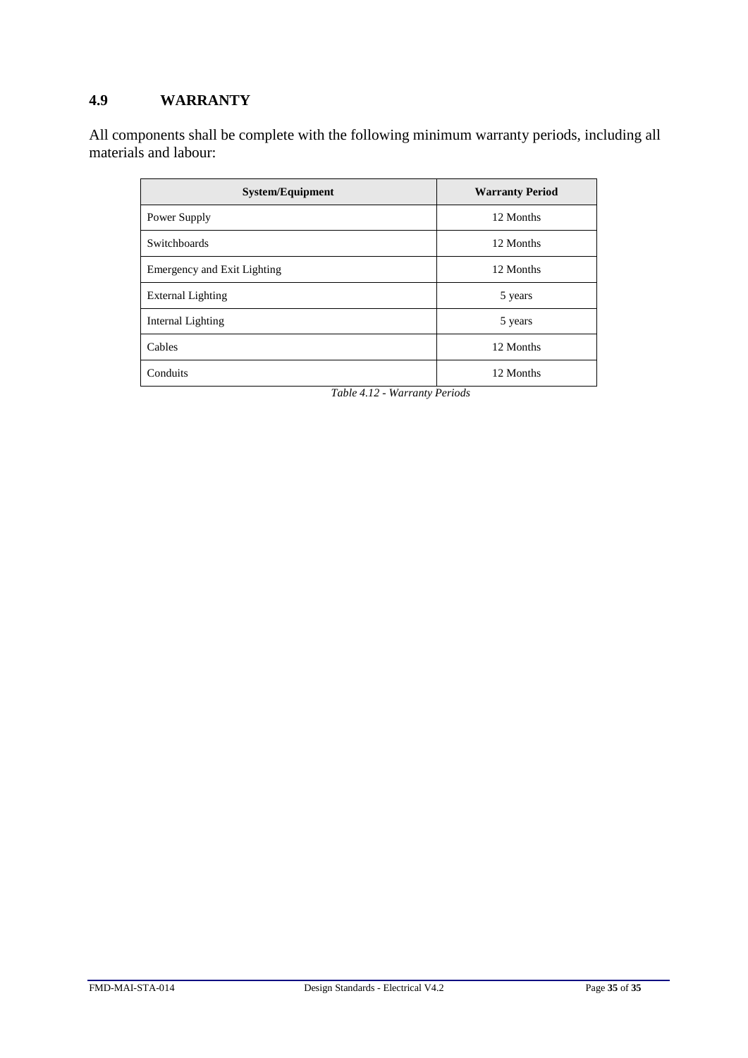## 4.9 WARRANTY

All components shall be complete with the following minimum warranty periods, including all materials and labour:

| System/Equipment | Warranty Period |
|---|---|
| Power Supply | 12 Months |
| Switchboards | 12 Months |
| Emergency and Exit Lighting | 12 Months |
| External Lighting | 5 years |
| Internal Lighting | 5 years |
| Cables | 12 Months |
| Conduits | 12 Months |

*Table 4.12 - Warranty Periods*